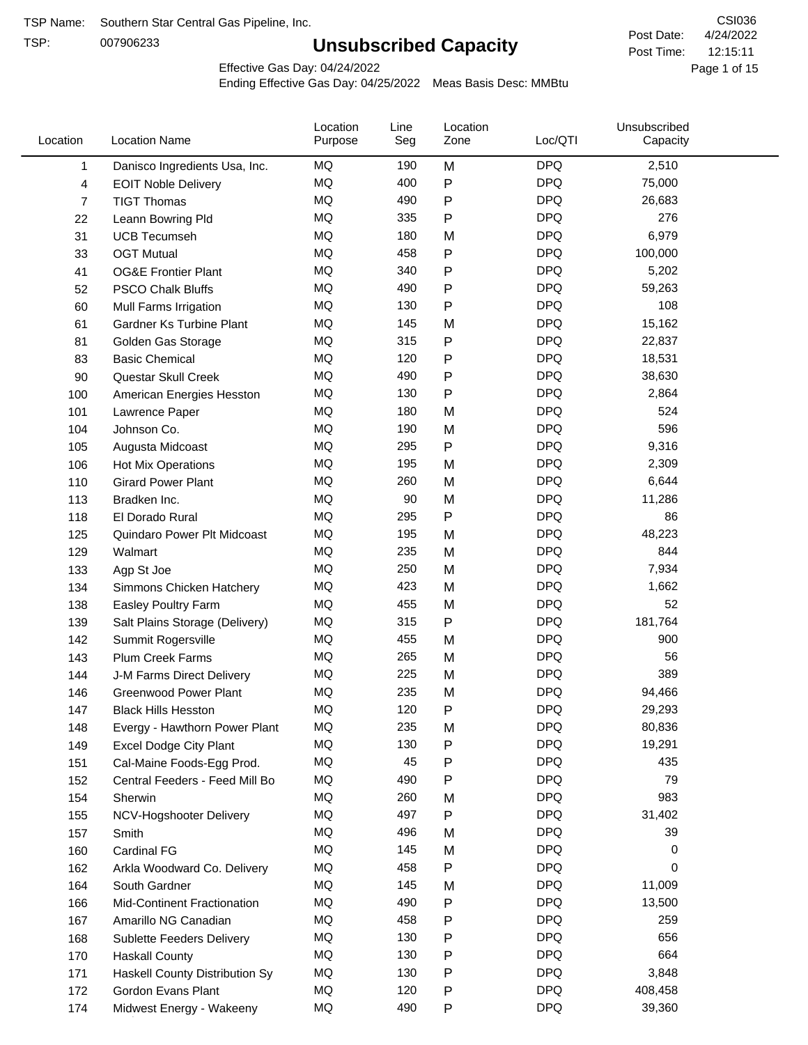TSP Name: Southern Star Central Gas Pipeline, Inc.

TSP: 007906233

# Unsubscribed Capacity

CSI036

Post Date: 4/24/2022

Post Time: 12:15:11

Effective Gas Day: 04/24/2022

Ending Effective Gas Day: 04/25/2022 Meas Basis Desc: MMBtu

| Location | Location Name | Location Purpose | Line Seg | Location Zone | Loc/QTI | Unsubscribed Capacity |
|---|---|---|---|---|---|---|
| 1 | Danisco Ingredients Usa, Inc. | MQ | 190 | M | DPQ | 2,510 |
| 4 | EOIT Noble Delivery | MQ | 400 | P | DPQ | 75,000 |
| 7 | TIGT Thomas | MQ | 490 | P | DPQ | 26,683 |
| 22 | Leann Bowring Pld | MQ | 335 | P | DPQ | 276 |
| 31 | UCB Tecumseh | MQ | 180 | M | DPQ | 6,979 |
| 33 | OGT Mutual | MQ | 458 | P | DPQ | 100,000 |
| 41 | OG&E Frontier Plant | MQ | 340 | P | DPQ | 5,202 |
| 52 | PSCO Chalk Bluffs | MQ | 490 | P | DPQ | 59,263 |
| 60 | Mull Farms Irrigation | MQ | 130 | P | DPQ | 108 |
| 61 | Gardner Ks Turbine Plant | MQ | 145 | M | DPQ | 15,162 |
| 81 | Golden Gas Storage | MQ | 315 | P | DPQ | 22,837 |
| 83 | Basic Chemical | MQ | 120 | P | DPQ | 18,531 |
| 90 | Questar Skull Creek | MQ | 490 | P | DPQ | 38,630 |
| 100 | American Energies Hesston | MQ | 130 | P | DPQ | 2,864 |
| 101 | Lawrence Paper | MQ | 180 | M | DPQ | 524 |
| 104 | Johnson Co. | MQ | 190 | M | DPQ | 596 |
| 105 | Augusta Midcoast | MQ | 295 | P | DPQ | 9,316 |
| 106 | Hot Mix Operations | MQ | 195 | M | DPQ | 2,309 |
| 110 | Girard Power Plant | MQ | 260 | M | DPQ | 6,644 |
| 113 | Bradken Inc. | MQ | 90 | M | DPQ | 11,286 |
| 118 | El Dorado Rural | MQ | 295 | P | DPQ | 86 |
| 125 | Quindaro Power Plt Midcoast | MQ | 195 | M | DPQ | 48,223 |
| 129 | Walmart | MQ | 235 | M | DPQ | 844 |
| 133 | Agp St Joe | MQ | 250 | M | DPQ | 7,934 |
| 134 | Simmons Chicken Hatchery | MQ | 423 | M | DPQ | 1,662 |
| 138 | Easley Poultry Farm | MQ | 455 | M | DPQ | 52 |
| 139 | Salt Plains Storage (Delivery) | MQ | 315 | P | DPQ | 181,764 |
| 142 | Summit Rogersville | MQ | 455 | M | DPQ | 900 |
| 143 | Plum Creek Farms | MQ | 265 | M | DPQ | 56 |
| 144 | J-M Farms Direct Delivery | MQ | 225 | M | DPQ | 389 |
| 146 | Greenwood Power Plant | MQ | 235 | M | DPQ | 94,466 |
| 147 | Black Hills Hesston | MQ | 120 | P | DPQ | 29,293 |
| 148 | Evergy - Hawthorn Power Plant | MQ | 235 | M | DPQ | 80,836 |
| 149 | Excel Dodge City Plant | MQ | 130 | P | DPQ | 19,291 |
| 151 | Cal-Maine Foods-Egg Prod. | MQ | 45 | P | DPQ | 435 |
| 152 | Central Feeders - Feed Mill Bo | MQ | 490 | P | DPQ | 79 |
| 154 | Sherwin | MQ | 260 | M | DPQ | 983 |
| 155 | NCV-Hogshooter Delivery | MQ | 497 | P | DPQ | 31,402 |
| 157 | Smith | MQ | 496 | M | DPQ | 39 |
| 160 | Cardinal FG | MQ | 145 | M | DPQ | 0 |
| 162 | Arkla Woodward Co. Delivery | MQ | 458 | P | DPQ | 0 |
| 164 | South Gardner | MQ | 145 | M | DPQ | 11,009 |
| 166 | Mid-Continent Fractionation | MQ | 490 | P | DPQ | 13,500 |
| 167 | Amarillo NG Canadian | MQ | 458 | P | DPQ | 259 |
| 168 | Sublette Feeders Delivery | MQ | 130 | P | DPQ | 656 |
| 170 | Haskall County | MQ | 130 | P | DPQ | 664 |
| 171 | Haskall County Distribution Sy | MQ | 130 | P | DPQ | 3,848 |
| 172 | Gordon Evans Plant | MQ | 120 | P | DPQ | 408,458 |
| 174 | Midwest Energy - Wakeeny | MQ | 490 | P | DPQ | 39,360 |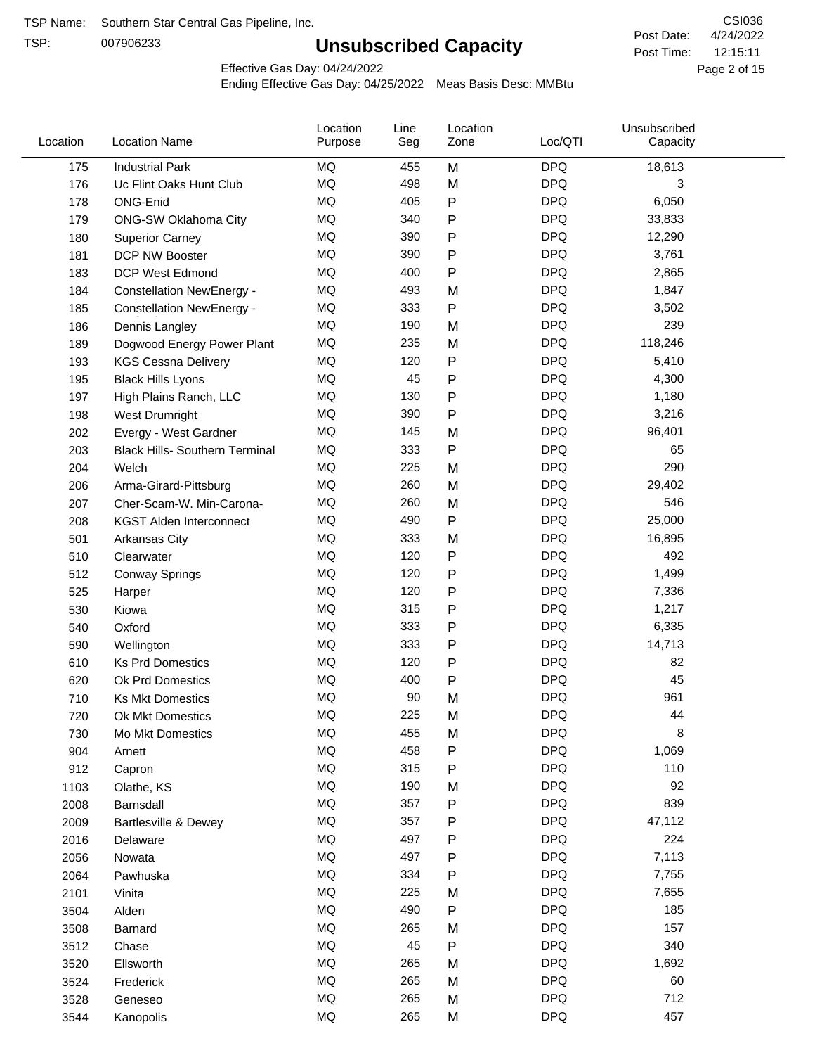TSP Name: Southern Star Central Gas Pipeline, Inc.
TSP: 007906233

CSI036
Post Date: 4/24/2022
Post Time: 12:15:11

# Unsubscribed Capacity

Effective Gas Day: 04/24/2022
Ending Effective Gas Day: 04/25/2022 Meas Basis Desc: MMBtu

| Location | Location Name | Location Purpose | Line Seg | Location Zone | Loc/QTI | Unsubscribed Capacity |
|---|---|---|---|---|---|---|
| 175 | Industrial Park | MQ | 455 | M | DPQ | 18,613 |
| 176 | Uc Flint Oaks Hunt Club | MQ | 498 | M | DPQ | 3 |
| 178 | ONG-Enid | MQ | 405 | P | DPQ | 6,050 |
| 179 | ONG-SW Oklahoma City | MQ | 340 | P | DPQ | 33,833 |
| 180 | Superior Carney | MQ | 390 | P | DPQ | 12,290 |
| 181 | DCP NW Booster | MQ | 390 | P | DPQ | 3,761 |
| 183 | DCP West Edmond | MQ | 400 | P | DPQ | 2,865 |
| 184 | Constellation NewEnergy - | MQ | 493 | M | DPQ | 1,847 |
| 185 | Constellation NewEnergy - | MQ | 333 | P | DPQ | 3,502 |
| 186 | Dennis Langley | MQ | 190 | M | DPQ | 239 |
| 189 | Dogwood Energy Power Plant | MQ | 235 | M | DPQ | 118,246 |
| 193 | KGS Cessna Delivery | MQ | 120 | P | DPQ | 5,410 |
| 195 | Black Hills Lyons | MQ | 45 | P | DPQ | 4,300 |
| 197 | High Plains Ranch, LLC | MQ | 130 | P | DPQ | 1,180 |
| 198 | West Drumright | MQ | 390 | P | DPQ | 3,216 |
| 202 | Evergy - West Gardner | MQ | 145 | M | DPQ | 96,401 |
| 203 | Black Hills- Southern Terminal | MQ | 333 | P | DPQ | 65 |
| 204 | Welch | MQ | 225 | M | DPQ | 290 |
| 206 | Arma-Girard-Pittsburg | MQ | 260 | M | DPQ | 29,402 |
| 207 | Cher-Scam-W. Min-Carona- | MQ | 260 | M | DPQ | 546 |
| 208 | KGST Alden Interconnect | MQ | 490 | P | DPQ | 25,000 |
| 501 | Arkansas City | MQ | 333 | M | DPQ | 16,895 |
| 510 | Clearwater | MQ | 120 | P | DPQ | 492 |
| 512 | Conway Springs | MQ | 120 | P | DPQ | 1,499 |
| 525 | Harper | MQ | 120 | P | DPQ | 7,336 |
| 530 | Kiowa | MQ | 315 | P | DPQ | 1,217 |
| 540 | Oxford | MQ | 333 | P | DPQ | 6,335 |
| 590 | Wellington | MQ | 333 | P | DPQ | 14,713 |
| 610 | Ks Prd Domestics | MQ | 120 | P | DPQ | 82 |
| 620 | Ok Prd Domestics | MQ | 400 | P | DPQ | 45 |
| 710 | Ks Mkt Domestics | MQ | 90 | M | DPQ | 961 |
| 720 | Ok Mkt Domestics | MQ | 225 | M | DPQ | 44 |
| 730 | Mo Mkt Domestics | MQ | 455 | M | DPQ | 8 |
| 904 | Arnett | MQ | 458 | P | DPQ | 1,069 |
| 912 | Capron | MQ | 315 | P | DPQ | 110 |
| 1103 | Olathe, KS | MQ | 190 | M | DPQ | 92 |
| 2008 | Barnsdall | MQ | 357 | P | DPQ | 839 |
| 2009 | Bartlesville & Dewey | MQ | 357 | P | DPQ | 47,112 |
| 2016 | Delaware | MQ | 497 | P | DPQ | 224 |
| 2056 | Nowata | MQ | 497 | P | DPQ | 7,113 |
| 2064 | Pawhuska | MQ | 334 | P | DPQ | 7,755 |
| 2101 | Vinita | MQ | 225 | M | DPQ | 7,655 |
| 3504 | Alden | MQ | 490 | P | DPQ | 185 |
| 3508 | Barnard | MQ | 265 | M | DPQ | 157 |
| 3512 | Chase | MQ | 45 | P | DPQ | 340 |
| 3520 | Ellsworth | MQ | 265 | M | DPQ | 1,692 |
| 3524 | Frederick | MQ | 265 | M | DPQ | 60 |
| 3528 | Geneseo | MQ | 265 | M | DPQ | 712 |
| 3544 | Kanopolis | MQ | 265 | M | DPQ | 457 |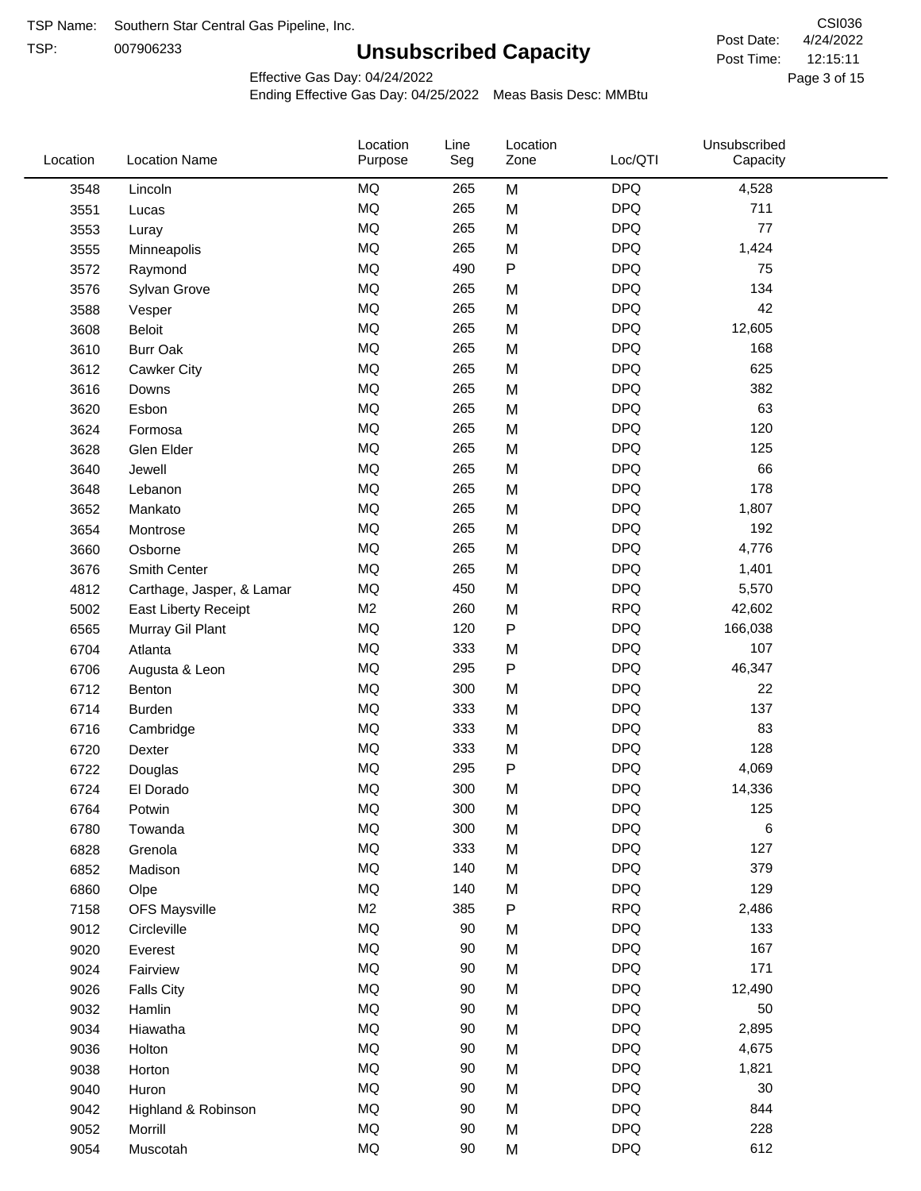TSP Name: Southern Star Central Gas Pipeline, Inc.

TSP: 007906233

# Unsubscribed Capacity

CSI036

Post Date: 4/24/2022

Post Time: 12:15:11

Effective Gas Day: 04/24/2022

Ending Effective Gas Day: 04/25/2022 Meas Basis Desc: MMBtu

| Location | Location Name | Location Purpose | Line Seg | Location Zone | Loc/QTI | Unsubscribed Capacity |
|---|---|---|---|---|---|---|
| 3548 | Lincoln | MQ | 265 | M | DPQ | 4,528 |
| 3551 | Lucas | MQ | 265 | M | DPQ | 711 |
| 3553 | Luray | MQ | 265 | M | DPQ | 77 |
| 3555 | Minneapolis | MQ | 265 | M | DPQ | 1,424 |
| 3572 | Raymond | MQ | 490 | P | DPQ | 75 |
| 3576 | Sylvan Grove | MQ | 265 | M | DPQ | 134 |
| 3588 | Vesper | MQ | 265 | M | DPQ | 42 |
| 3608 | Beloit | MQ | 265 | M | DPQ | 12,605 |
| 3610 | Burr Oak | MQ | 265 | M | DPQ | 168 |
| 3612 | Cawker City | MQ | 265 | M | DPQ | 625 |
| 3616 | Downs | MQ | 265 | M | DPQ | 382 |
| 3620 | Esbon | MQ | 265 | M | DPQ | 63 |
| 3624 | Formosa | MQ | 265 | M | DPQ | 120 |
| 3628 | Glen Elder | MQ | 265 | M | DPQ | 125 |
| 3640 | Jewell | MQ | 265 | M | DPQ | 66 |
| 3648 | Lebanon | MQ | 265 | M | DPQ | 178 |
| 3652 | Mankato | MQ | 265 | M | DPQ | 1,807 |
| 3654 | Montrose | MQ | 265 | M | DPQ | 192 |
| 3660 | Osborne | MQ | 265 | M | DPQ | 4,776 |
| 3676 | Smith Center | MQ | 265 | M | DPQ | 1,401 |
| 4812 | Carthage, Jasper, & Lamar | MQ | 450 | M | DPQ | 5,570 |
| 5002 | East Liberty Receipt | M2 | 260 | M | RPQ | 42,602 |
| 6565 | Murray Gil Plant | MQ | 120 | P | DPQ | 166,038 |
| 6704 | Atlanta | MQ | 333 | M | DPQ | 107 |
| 6706 | Augusta & Leon | MQ | 295 | P | DPQ | 46,347 |
| 6712 | Benton | MQ | 300 | M | DPQ | 22 |
| 6714 | Burden | MQ | 333 | M | DPQ | 137 |
| 6716 | Cambridge | MQ | 333 | M | DPQ | 83 |
| 6720 | Dexter | MQ | 333 | M | DPQ | 128 |
| 6722 | Douglas | MQ | 295 | P | DPQ | 4,069 |
| 6724 | El Dorado | MQ | 300 | M | DPQ | 14,336 |
| 6764 | Potwin | MQ | 300 | M | DPQ | 125 |
| 6780 | Towanda | MQ | 300 | M | DPQ | 6 |
| 6828 | Grenola | MQ | 333 | M | DPQ | 127 |
| 6852 | Madison | MQ | 140 | M | DPQ | 379 |
| 6860 | Olpe | MQ | 140 | M | DPQ | 129 |
| 7158 | OFS Maysville | M2 | 385 | P | RPQ | 2,486 |
| 9012 | Circleville | MQ | 90 | M | DPQ | 133 |
| 9020 | Everest | MQ | 90 | M | DPQ | 167 |
| 9024 | Fairview | MQ | 90 | M | DPQ | 171 |
| 9026 | Falls City | MQ | 90 | M | DPQ | 12,490 |
| 9032 | Hamlin | MQ | 90 | M | DPQ | 50 |
| 9034 | Hiawatha | MQ | 90 | M | DPQ | 2,895 |
| 9036 | Holton | MQ | 90 | M | DPQ | 4,675 |
| 9038 | Horton | MQ | 90 | M | DPQ | 1,821 |
| 9040 | Huron | MQ | 90 | M | DPQ | 30 |
| 9042 | Highland & Robinson | MQ | 90 | M | DPQ | 844 |
| 9052 | Morrill | MQ | 90 | M | DPQ | 228 |
| 9054 | Muscotah | MQ | 90 | M | DPQ | 612 |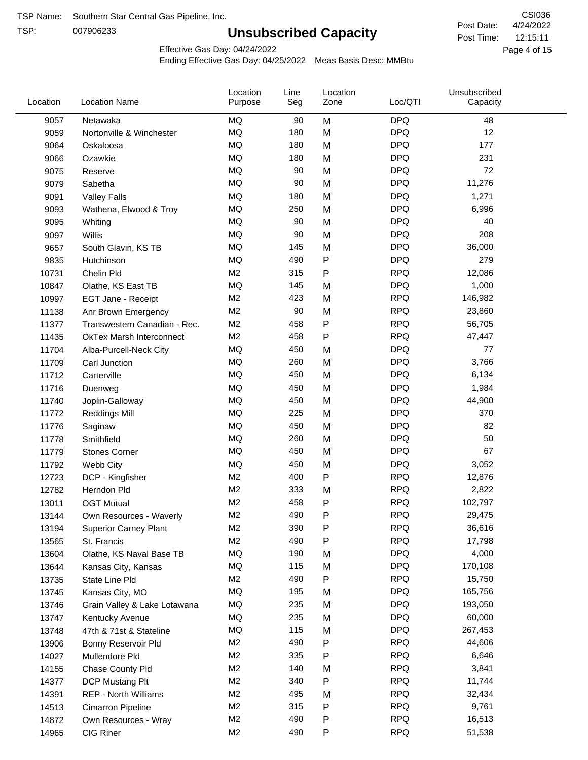TSP Name: Southern Star Central Gas Pipeline, Inc.
TSP: 007906233

# Unsubscribed Capacity

CSI036
Post Date: 4/24/2022
Post Time: 12:15:11

Effective Gas Day: 04/24/2022
Ending Effective Gas Day: 04/25/2022 Meas Basis Desc: MMBtu

| Location | Location Name | Location Purpose | Line Seg | Location Zone | Loc/QTI | Unsubscribed Capacity |
|---|---|---|---|---|---|---|
| 9057 | Netawaka | MQ | 90 | M | DPQ | 48 |
| 9059 | Nortonville & Winchester | MQ | 180 | M | DPQ | 12 |
| 9064 | Oskaloosa | MQ | 180 | M | DPQ | 177 |
| 9066 | Ozawkie | MQ | 180 | M | DPQ | 231 |
| 9075 | Reserve | MQ | 90 | M | DPQ | 72 |
| 9079 | Sabetha | MQ | 90 | M | DPQ | 11,276 |
| 9091 | Valley Falls | MQ | 180 | M | DPQ | 1,271 |
| 9093 | Wathena, Elwood & Troy | MQ | 250 | M | DPQ | 6,996 |
| 9095 | Whiting | MQ | 90 | M | DPQ | 40 |
| 9097 | Willis | MQ | 90 | M | DPQ | 208 |
| 9657 | South Glavin, KS TB | MQ | 145 | M | DPQ | 36,000 |
| 9835 | Hutchinson | MQ | 490 | P | DPQ | 279 |
| 10731 | Chelin Pld | M2 | 315 | P | RPQ | 12,086 |
| 10847 | Olathe, KS East TB | MQ | 145 | M | DPQ | 1,000 |
| 10997 | EGT Jane - Receipt | M2 | 423 | M | RPQ | 146,982 |
| 11138 | Anr Brown Emergency | M2 | 90 | M | RPQ | 23,860 |
| 11377 | Transwestern Canadian - Rec. | M2 | 458 | P | RPQ | 56,705 |
| 11435 | OkTex Marsh Interconnect | M2 | 458 | P | RPQ | 47,447 |
| 11704 | Alba-Purcell-Neck City | MQ | 450 | M | DPQ | 77 |
| 11709 | Carl Junction | MQ | 260 | M | DPQ | 3,766 |
| 11712 | Carterville | MQ | 450 | M | DPQ | 6,134 |
| 11716 | Duenweg | MQ | 450 | M | DPQ | 1,984 |
| 11740 | Joplin-Galloway | MQ | 450 | M | DPQ | 44,900 |
| 11772 | Reddings Mill | MQ | 225 | M | DPQ | 370 |
| 11776 | Saginaw | MQ | 450 | M | DPQ | 82 |
| 11778 | Smithfield | MQ | 260 | M | DPQ | 50 |
| 11779 | Stones Corner | MQ | 450 | M | DPQ | 67 |
| 11792 | Webb City | MQ | 450 | M | DPQ | 3,052 |
| 12723 | DCP - Kingfisher | M2 | 400 | P | RPQ | 12,876 |
| 12782 | Herndon Pld | M2 | 333 | M | RPQ | 2,822 |
| 13011 | OGT Mutual | M2 | 458 | P | RPQ | 102,797 |
| 13144 | Own Resources - Waverly | M2 | 490 | P | RPQ | 29,475 |
| 13194 | Superior Carney Plant | M2 | 390 | P | RPQ | 36,616 |
| 13565 | St. Francis | M2 | 490 | P | RPQ | 17,798 |
| 13604 | Olathe, KS Naval Base TB | MQ | 190 | M | DPQ | 4,000 |
| 13644 | Kansas City, Kansas | MQ | 115 | M | DPQ | 170,108 |
| 13735 | State Line Pld | M2 | 490 | P | RPQ | 15,750 |
| 13745 | Kansas City, MO | MQ | 195 | M | DPQ | 165,756 |
| 13746 | Grain Valley & Lake Lotawana | MQ | 235 | M | DPQ | 193,050 |
| 13747 | Kentucky Avenue | MQ | 235 | M | DPQ | 60,000 |
| 13748 | 47th & 71st & Stateline | MQ | 115 | M | DPQ | 267,453 |
| 13906 | Bonny Reservoir Pld | M2 | 490 | P | RPQ | 44,606 |
| 14027 | Mullendore Pld | M2 | 335 | P | RPQ | 6,646 |
| 14155 | Chase County Pld | M2 | 140 | M | RPQ | 3,841 |
| 14377 | DCP Mustang Plt | M2 | 340 | P | RPQ | 11,744 |
| 14391 | REP - North Williams | M2 | 495 | M | RPQ | 32,434 |
| 14513 | Cimarron Pipeline | M2 | 315 | P | RPQ | 9,761 |
| 14872 | Own Resources - Wray | M2 | 490 | P | RPQ | 16,513 |
| 14965 | CIG Riner | M2 | 490 | P | RPQ | 51,538 |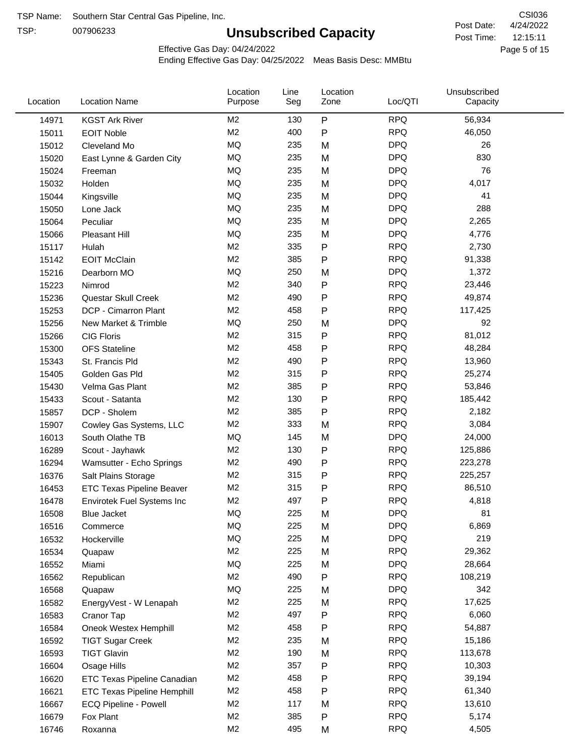TSP Name: Southern Star Central Gas Pipeline, Inc.

TSP: 007906233

# Unsubscribed Capacity

CSI036

Post Date: 4/24/2022

Post Time: 12:15:11

Effective Gas Day: 04/24/2022

Ending Effective Gas Day: 04/25/2022 Meas Basis Desc: MMBtu

| Location | Location Name | Location Purpose | Line Seg | Location Zone | Loc/QTI | Unsubscribed Capacity |
|---|---|---|---|---|---|---|
| 14971 | KGST Ark River | M2 | 130 | P | RPQ | 56,934 |
| 15011 | EOIT Noble | M2 | 400 | P | RPQ | 46,050 |
| 15012 | Cleveland Mo | MQ | 235 | M | DPQ | 26 |
| 15020 | East Lynne & Garden City | MQ | 235 | M | DPQ | 830 |
| 15024 | Freeman | MQ | 235 | M | DPQ | 76 |
| 15032 | Holden | MQ | 235 | M | DPQ | 4,017 |
| 15044 | Kingsville | MQ | 235 | M | DPQ | 41 |
| 15050 | Lone Jack | MQ | 235 | M | DPQ | 288 |
| 15064 | Peculiar | MQ | 235 | M | DPQ | 2,265 |
| 15066 | Pleasant Hill | MQ | 235 | M | DPQ | 4,776 |
| 15117 | Hulah | M2 | 335 | P | RPQ | 2,730 |
| 15142 | EOIT McClain | M2 | 385 | P | RPQ | 91,338 |
| 15216 | Dearborn MO | MQ | 250 | M | DPQ | 1,372 |
| 15223 | Nimrod | M2 | 340 | P | RPQ | 23,446 |
| 15236 | Questar Skull Creek | M2 | 490 | P | RPQ | 49,874 |
| 15253 | DCP - Cimarron Plant | M2 | 458 | P | RPQ | 117,425 |
| 15256 | New Market & Trimble | MQ | 250 | M | DPQ | 92 |
| 15266 | CIG Floris | M2 | 315 | P | RPQ | 81,012 |
| 15300 | OFS Stateline | M2 | 458 | P | RPQ | 48,284 |
| 15343 | St. Francis Pld | M2 | 490 | P | RPQ | 13,960 |
| 15405 | Golden Gas Pld | M2 | 315 | P | RPQ | 25,274 |
| 15430 | Velma Gas Plant | M2 | 385 | P | RPQ | 53,846 |
| 15433 | Scout - Satanta | M2 | 130 | P | RPQ | 185,442 |
| 15857 | DCP - Sholem | M2 | 385 | P | RPQ | 2,182 |
| 15907 | Cowley Gas Systems, LLC | M2 | 333 | M | RPQ | 3,084 |
| 16013 | South Olathe TB | MQ | 145 | M | DPQ | 24,000 |
| 16289 | Scout - Jayhawk | M2 | 130 | P | RPQ | 125,886 |
| 16294 | Wamsutter - Echo Springs | M2 | 490 | P | RPQ | 223,278 |
| 16376 | Salt Plains Storage | M2 | 315 | P | RPQ | 225,257 |
| 16453 | ETC Texas Pipeline Beaver | M2 | 315 | P | RPQ | 86,510 |
| 16478 | Envirotek Fuel Systems Inc | M2 | 497 | P | RPQ | 4,818 |
| 16508 | Blue Jacket | MQ | 225 | M | DPQ | 81 |
| 16516 | Commerce | MQ | 225 | M | DPQ | 6,869 |
| 16532 | Hockerville | MQ | 225 | M | DPQ | 219 |
| 16534 | Quapaw | M2 | 225 | M | RPQ | 29,362 |
| 16552 | Miami | MQ | 225 | M | DPQ | 28,664 |
| 16562 | Republican | M2 | 490 | P | RPQ | 108,219 |
| 16568 | Quapaw | MQ | 225 | M | DPQ | 342 |
| 16582 | EnergyVest - W Lenapah | M2 | 225 | M | RPQ | 17,625 |
| 16583 | Cranor Tap | M2 | 497 | P | RPQ | 6,060 |
| 16584 | Oneok Westex Hemphill | M2 | 458 | P | RPQ | 54,887 |
| 16592 | TIGT Sugar Creek | M2 | 235 | M | RPQ | 15,186 |
| 16593 | TIGT Glavin | M2 | 190 | M | RPQ | 113,678 |
| 16604 | Osage Hills | M2 | 357 | P | RPQ | 10,303 |
| 16620 | ETC Texas Pipeline Canadian | M2 | 458 | P | RPQ | 39,194 |
| 16621 | ETC Texas Pipeline Hemphill | M2 | 458 | P | RPQ | 61,340 |
| 16667 | ECQ Pipeline - Powell | M2 | 117 | M | RPQ | 13,610 |
| 16679 | Fox Plant | M2 | 385 | P | RPQ | 5,174 |
| 16746 | Roxanna | M2 | 495 | M | RPQ | 4,505 |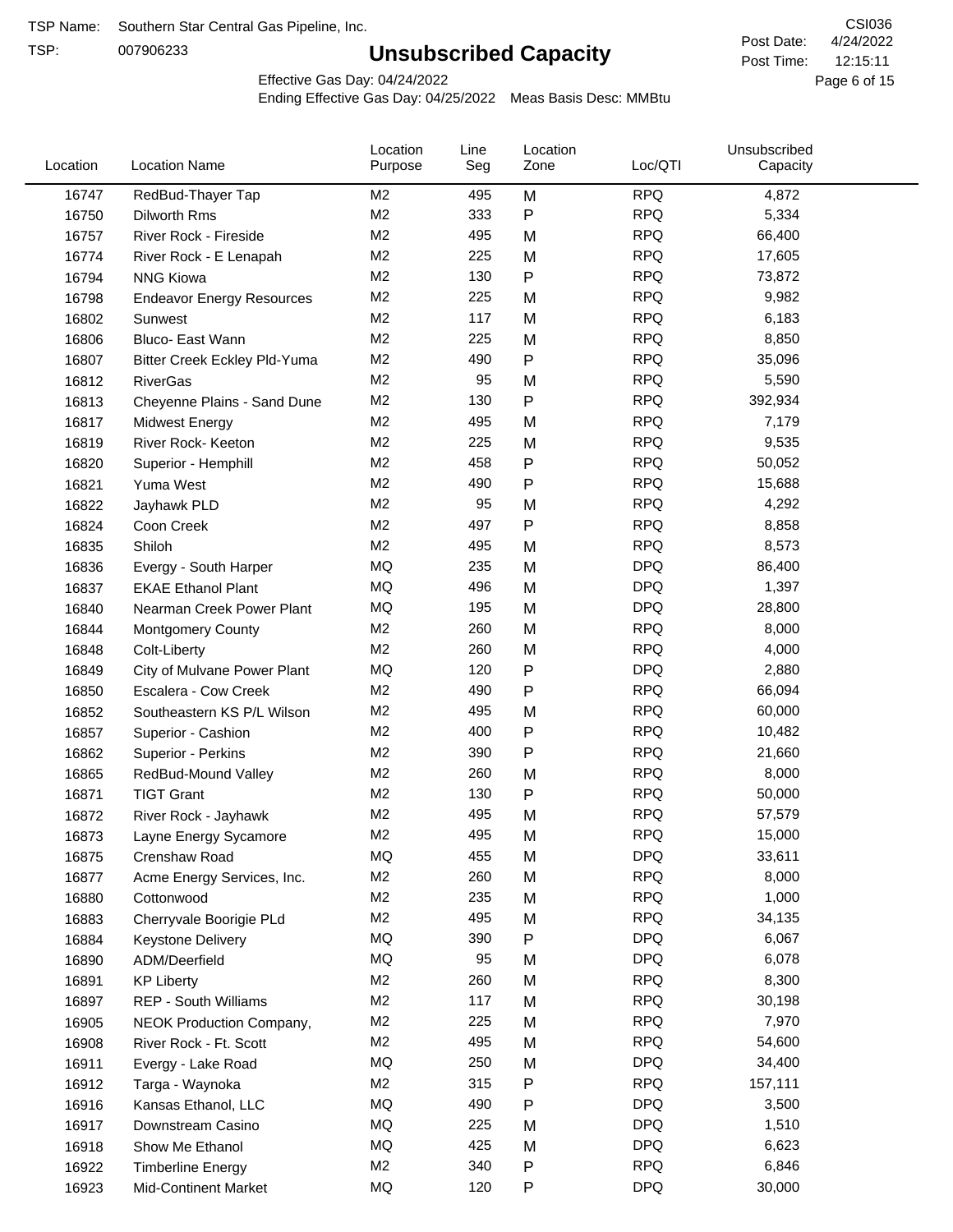TSP Name: Southern Star Central Gas Pipeline, Inc.
TSP: 007906233

# Unsubscribed Capacity

CSI036
Post Date: 4/24/2022
Post Time: 12:15:11

Effective Gas Day: 04/24/2022
Ending Effective Gas Day: 04/25/2022 Meas Basis Desc: MMBtu

| Location | Location Name | Location Purpose | Line Seg | Location Zone | Loc/QTI | Unsubscribed Capacity |
|---|---|---|---|---|---|---|
| 16747 | RedBud-Thayer Tap | M2 | 495 | M | RPQ | 4,872 |
| 16750 | Dilworth Rms | M2 | 333 | P | RPQ | 5,334 |
| 16757 | River Rock - Fireside | M2 | 495 | M | RPQ | 66,400 |
| 16774 | River Rock - E Lenapah | M2 | 225 | M | RPQ | 17,605 |
| 16794 | NNG Kiowa | M2 | 130 | P | RPQ | 73,872 |
| 16798 | Endeavor Energy Resources | M2 | 225 | M | RPQ | 9,982 |
| 16802 | Sunwest | M2 | 117 | M | RPQ | 6,183 |
| 16806 | Bluco- East Wann | M2 | 225 | M | RPQ | 8,850 |
| 16807 | Bitter Creek Eckley Pld-Yuma | M2 | 490 | P | RPQ | 35,096 |
| 16812 | RiverGas | M2 | 95 | M | RPQ | 5,590 |
| 16813 | Cheyenne Plains - Sand Dune | M2 | 130 | P | RPQ | 392,934 |
| 16817 | Midwest Energy | M2 | 495 | M | RPQ | 7,179 |
| 16819 | River Rock- Keeton | M2 | 225 | M | RPQ | 9,535 |
| 16820 | Superior - Hemphill | M2 | 458 | P | RPQ | 50,052 |
| 16821 | Yuma West | M2 | 490 | P | RPQ | 15,688 |
| 16822 | Jayhawk PLD | M2 | 95 | M | RPQ | 4,292 |
| 16824 | Coon Creek | M2 | 497 | P | RPQ | 8,858 |
| 16835 | Shiloh | M2 | 495 | M | RPQ | 8,573 |
| 16836 | Evergy - South Harper | MQ | 235 | M | DPQ | 86,400 |
| 16837 | EKAE Ethanol Plant | MQ | 496 | M | DPQ | 1,397 |
| 16840 | Nearman Creek Power Plant | MQ | 195 | M | DPQ | 28,800 |
| 16844 | Montgomery County | M2 | 260 | M | RPQ | 8,000 |
| 16848 | Colt-Liberty | M2 | 260 | M | RPQ | 4,000 |
| 16849 | City of Mulvane Power Plant | MQ | 120 | P | DPQ | 2,880 |
| 16850 | Escalera - Cow Creek | M2 | 490 | P | RPQ | 66,094 |
| 16852 | Southeastern KS P/L Wilson | M2 | 495 | M | RPQ | 60,000 |
| 16857 | Superior - Cashion | M2 | 400 | P | RPQ | 10,482 |
| 16862 | Superior - Perkins | M2 | 390 | P | RPQ | 21,660 |
| 16865 | RedBud-Mound Valley | M2 | 260 | M | RPQ | 8,000 |
| 16871 | TIGT Grant | M2 | 130 | P | RPQ | 50,000 |
| 16872 | River Rock - Jayhawk | M2 | 495 | M | RPQ | 57,579 |
| 16873 | Layne Energy Sycamore | M2 | 495 | M | RPQ | 15,000 |
| 16875 | Crenshaw Road | MQ | 455 | M | DPQ | 33,611 |
| 16877 | Acme Energy Services, Inc. | M2 | 260 | M | RPQ | 8,000 |
| 16880 | Cottonwood | M2 | 235 | M | RPQ | 1,000 |
| 16883 | Cherryvale Boorigie PLd | M2 | 495 | M | RPQ | 34,135 |
| 16884 | Keystone Delivery | MQ | 390 | P | DPQ | 6,067 |
| 16890 | ADM/Deerfield | MQ | 95 | M | DPQ | 6,078 |
| 16891 | KP Liberty | M2 | 260 | M | RPQ | 8,300 |
| 16897 | REP - South Williams | M2 | 117 | M | RPQ | 30,198 |
| 16905 | NEOK Production Company, | M2 | 225 | M | RPQ | 7,970 |
| 16908 | River Rock - Ft. Scott | M2 | 495 | M | RPQ | 54,600 |
| 16911 | Evergy - Lake Road | MQ | 250 | M | DPQ | 34,400 |
| 16912 | Targa - Waynoka | M2 | 315 | P | RPQ | 157,111 |
| 16916 | Kansas Ethanol, LLC | MQ | 490 | P | DPQ | 3,500 |
| 16917 | Downstream Casino | MQ | 225 | M | DPQ | 1,510 |
| 16918 | Show Me Ethanol | MQ | 425 | M | DPQ | 6,623 |
| 16922 | Timberline Energy | M2 | 340 | P | RPQ | 6,846 |
| 16923 | Mid-Continent Market | MQ | 120 | P | DPQ | 30,000 |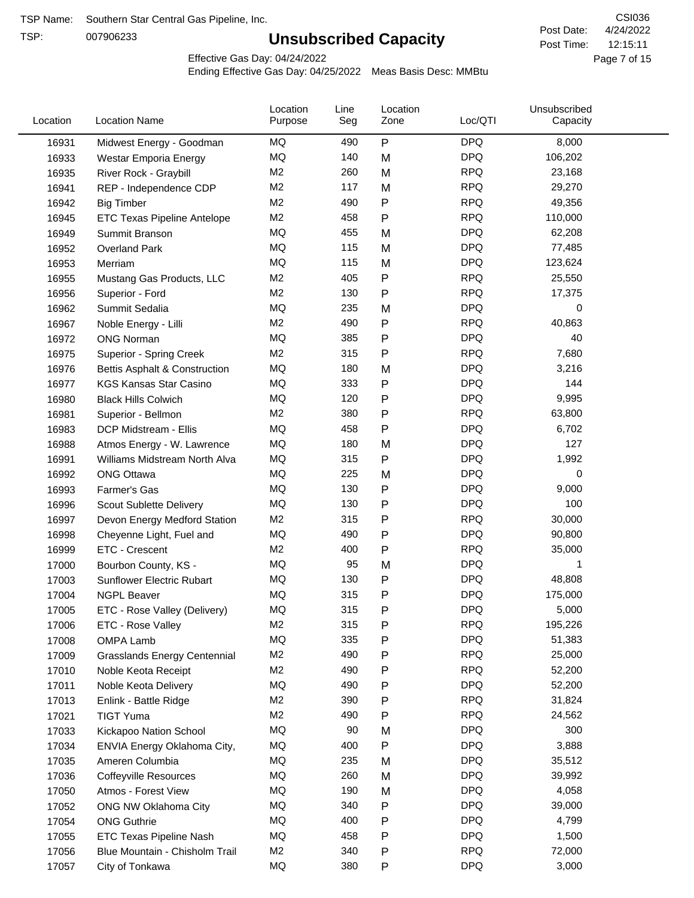TSP Name: Southern Star Central Gas Pipeline, Inc.

TSP: 007906233

# Unsubscribed Capacity

CSI036

Post Date: 4/24/2022

Post Time: 12:15:11

Effective Gas Day: 04/24/2022

Ending Effective Gas Day: 04/25/2022 Meas Basis Desc: MMBtu

| Location | Location Name | Location Purpose | Line Seg | Location Zone | Loc/QTI | Unsubscribed Capacity |
|---|---|---|---|---|---|---|
| 16931 | Midwest Energy - Goodman | MQ | 490 | P | DPQ | 8,000 |
| 16933 | Westar Emporia Energy | MQ | 140 | M | DPQ | 106,202 |
| 16935 | River Rock - Graybill | M2 | 260 | M | RPQ | 23,168 |
| 16941 | REP - Independence CDP | M2 | 117 | M | RPQ | 29,270 |
| 16942 | Big Timber | M2 | 490 | P | RPQ | 49,356 |
| 16945 | ETC Texas Pipeline Antelope | M2 | 458 | P | RPQ | 110,000 |
| 16949 | Summit Branson | MQ | 455 | M | DPQ | 62,208 |
| 16952 | Overland Park | MQ | 115 | M | DPQ | 77,485 |
| 16953 | Merriam | MQ | 115 | M | DPQ | 123,624 |
| 16955 | Mustang Gas Products, LLC | M2 | 405 | P | RPQ | 25,550 |
| 16956 | Superior - Ford | M2 | 130 | P | RPQ | 17,375 |
| 16962 | Summit Sedalia | MQ | 235 | M | DPQ | 0 |
| 16967 | Noble Energy - Lilli | M2 | 490 | P | RPQ | 40,863 |
| 16972 | ONG Norman | MQ | 385 | P | DPQ | 40 |
| 16975 | Superior - Spring Creek | M2 | 315 | P | RPQ | 7,680 |
| 16976 | Bettis Asphalt & Construction | MQ | 180 | M | DPQ | 3,216 |
| 16977 | KGS Kansas Star Casino | MQ | 333 | P | DPQ | 144 |
| 16980 | Black Hills Colwich | MQ | 120 | P | DPQ | 9,995 |
| 16981 | Superior - Bellmon | M2 | 380 | P | RPQ | 63,800 |
| 16983 | DCP Midstream - Ellis | MQ | 458 | P | DPQ | 6,702 |
| 16988 | Atmos Energy - W. Lawrence | MQ | 180 | M | DPQ | 127 |
| 16991 | Williams Midstream North Alva | MQ | 315 | P | DPQ | 1,992 |
| 16992 | ONG Ottawa | MQ | 225 | M | DPQ | 0 |
| 16993 | Farmer's Gas | MQ | 130 | P | DPQ | 9,000 |
| 16996 | Scout Sublette Delivery | MQ | 130 | P | DPQ | 100 |
| 16997 | Devon Energy Medford Station | M2 | 315 | P | RPQ | 30,000 |
| 16998 | Cheyenne Light, Fuel and | MQ | 490 | P | DPQ | 90,800 |
| 16999 | ETC - Crescent | M2 | 400 | P | RPQ | 35,000 |
| 17000 | Bourbon County, KS - | MQ | 95 | M | DPQ | 1 |
| 17003 | Sunflower Electric Rubart | MQ | 130 | P | DPQ | 48,808 |
| 17004 | NGPL Beaver | MQ | 315 | P | DPQ | 175,000 |
| 17005 | ETC - Rose Valley (Delivery) | MQ | 315 | P | DPQ | 5,000 |
| 17006 | ETC - Rose Valley | M2 | 315 | P | RPQ | 195,226 |
| 17008 | OMPA Lamb | MQ | 335 | P | DPQ | 51,383 |
| 17009 | Grasslands Energy Centennial | M2 | 490 | P | RPQ | 25,000 |
| 17010 | Noble Keota Receipt | M2 | 490 | P | RPQ | 52,200 |
| 17011 | Noble Keota Delivery | MQ | 490 | P | DPQ | 52,200 |
| 17013 | Enlink - Battle Ridge | M2 | 390 | P | RPQ | 31,824 |
| 17021 | TIGT Yuma | M2 | 490 | P | RPQ | 24,562 |
| 17033 | Kickapoo Nation School | MQ | 90 | M | DPQ | 300 |
| 17034 | ENVIA Energy Oklahoma City, | MQ | 400 | P | DPQ | 3,888 |
| 17035 | Ameren Columbia | MQ | 235 | M | DPQ | 35,512 |
| 17036 | Coffeyville Resources | MQ | 260 | M | DPQ | 39,992 |
| 17050 | Atmos - Forest View | MQ | 190 | M | DPQ | 4,058 |
| 17052 | ONG NW Oklahoma City | MQ | 340 | P | DPQ | 39,000 |
| 17054 | ONG Guthrie | MQ | 400 | P | DPQ | 4,799 |
| 17055 | ETC Texas Pipeline Nash | MQ | 458 | P | DPQ | 1,500 |
| 17056 | Blue Mountain - Chisholm Trail | M2 | 340 | P | RPQ | 72,000 |
| 17057 | City of Tonkawa | MQ | 380 | P | DPQ | 3,000 |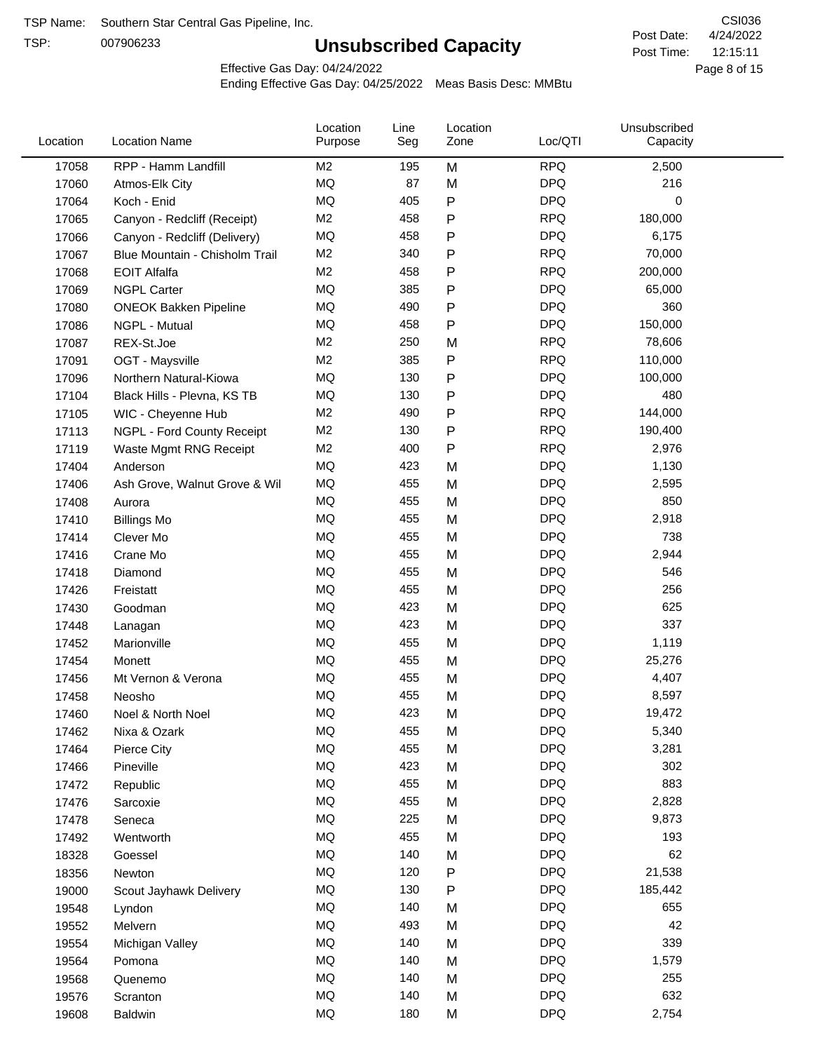TSP Name: Southern Star Central Gas Pipeline, Inc.
TSP: 007906233

# Unsubscribed Capacity

CSI036
Post Date: 4/24/2022
Post Time: 12:15:11

Effective Gas Day: 04/24/2022
Ending Effective Gas Day: 04/25/2022 Meas Basis Desc: MMBtu

| Location | Location Name | Location Purpose | Line Seg | Location Zone | Loc/QTI | Unsubscribed Capacity |
|---|---|---|---|---|---|---|
| 17058 | RPP - Hamm Landfill | M2 | 195 | M | RPQ | 2,500 |
| 17060 | Atmos-Elk City | MQ | 87 | M | DPQ | 216 |
| 17064 | Koch - Enid | MQ | 405 | P | DPQ | 0 |
| 17065 | Canyon - Redcliff (Receipt) | M2 | 458 | P | RPQ | 180,000 |
| 17066 | Canyon - Redcliff (Delivery) | MQ | 458 | P | DPQ | 6,175 |
| 17067 | Blue Mountain - Chisholm Trail | M2 | 340 | P | RPQ | 70,000 |
| 17068 | EOIT Alfalfa | M2 | 458 | P | RPQ | 200,000 |
| 17069 | NGPL Carter | MQ | 385 | P | DPQ | 65,000 |
| 17080 | ONEOK Bakken Pipeline | MQ | 490 | P | DPQ | 360 |
| 17086 | NGPL - Mutual | MQ | 458 | P | DPQ | 150,000 |
| 17087 | REX-St.Joe | M2 | 250 | M | RPQ | 78,606 |
| 17091 | OGT - Maysville | M2 | 385 | P | RPQ | 110,000 |
| 17096 | Northern Natural-Kiowa | MQ | 130 | P | DPQ | 100,000 |
| 17104 | Black Hills - Plevna, KS TB | MQ | 130 | P | DPQ | 480 |
| 17105 | WIC - Cheyenne Hub | M2 | 490 | P | RPQ | 144,000 |
| 17113 | NGPL - Ford County Receipt | M2 | 130 | P | RPQ | 190,400 |
| 17119 | Waste Mgmt RNG Receipt | M2 | 400 | P | RPQ | 2,976 |
| 17404 | Anderson | MQ | 423 | M | DPQ | 1,130 |
| 17406 | Ash Grove, Walnut Grove & Wil | MQ | 455 | M | DPQ | 2,595 |
| 17408 | Aurora | MQ | 455 | M | DPQ | 850 |
| 17410 | Billings Mo | MQ | 455 | M | DPQ | 2,918 |
| 17414 | Clever Mo | MQ | 455 | M | DPQ | 738 |
| 17416 | Crane Mo | MQ | 455 | M | DPQ | 2,944 |
| 17418 | Diamond | MQ | 455 | M | DPQ | 546 |
| 17426 | Freistatt | MQ | 455 | M | DPQ | 256 |
| 17430 | Goodman | MQ | 423 | M | DPQ | 625 |
| 17448 | Lanagan | MQ | 423 | M | DPQ | 337 |
| 17452 | Marionville | MQ | 455 | M | DPQ | 1,119 |
| 17454 | Monett | MQ | 455 | M | DPQ | 25,276 |
| 17456 | Mt Vernon & Verona | MQ | 455 | M | DPQ | 4,407 |
| 17458 | Neosho | MQ | 455 | M | DPQ | 8,597 |
| 17460 | Noel & North Noel | MQ | 423 | M | DPQ | 19,472 |
| 17462 | Nixa & Ozark | MQ | 455 | M | DPQ | 5,340 |
| 17464 | Pierce City | MQ | 455 | M | DPQ | 3,281 |
| 17466 | Pineville | MQ | 423 | M | DPQ | 302 |
| 17472 | Republic | MQ | 455 | M | DPQ | 883 |
| 17476 | Sarcoxie | MQ | 455 | M | DPQ | 2,828 |
| 17478 | Seneca | MQ | 225 | M | DPQ | 9,873 |
| 17492 | Wentworth | MQ | 455 | M | DPQ | 193 |
| 18328 | Goessel | MQ | 140 | M | DPQ | 62 |
| 18356 | Newton | MQ | 120 | P | DPQ | 21,538 |
| 19000 | Scout Jayhawk Delivery | MQ | 130 | P | DPQ | 185,442 |
| 19548 | Lyndon | MQ | 140 | M | DPQ | 655 |
| 19552 | Melvern | MQ | 493 | M | DPQ | 42 |
| 19554 | Michigan Valley | MQ | 140 | M | DPQ | 339 |
| 19564 | Pomona | MQ | 140 | M | DPQ | 1,579 |
| 19568 | Quenemo | MQ | 140 | M | DPQ | 255 |
| 19576 | Scranton | MQ | 140 | M | DPQ | 632 |
| 19608 | Baldwin | MQ | 180 | M | DPQ | 2,754 |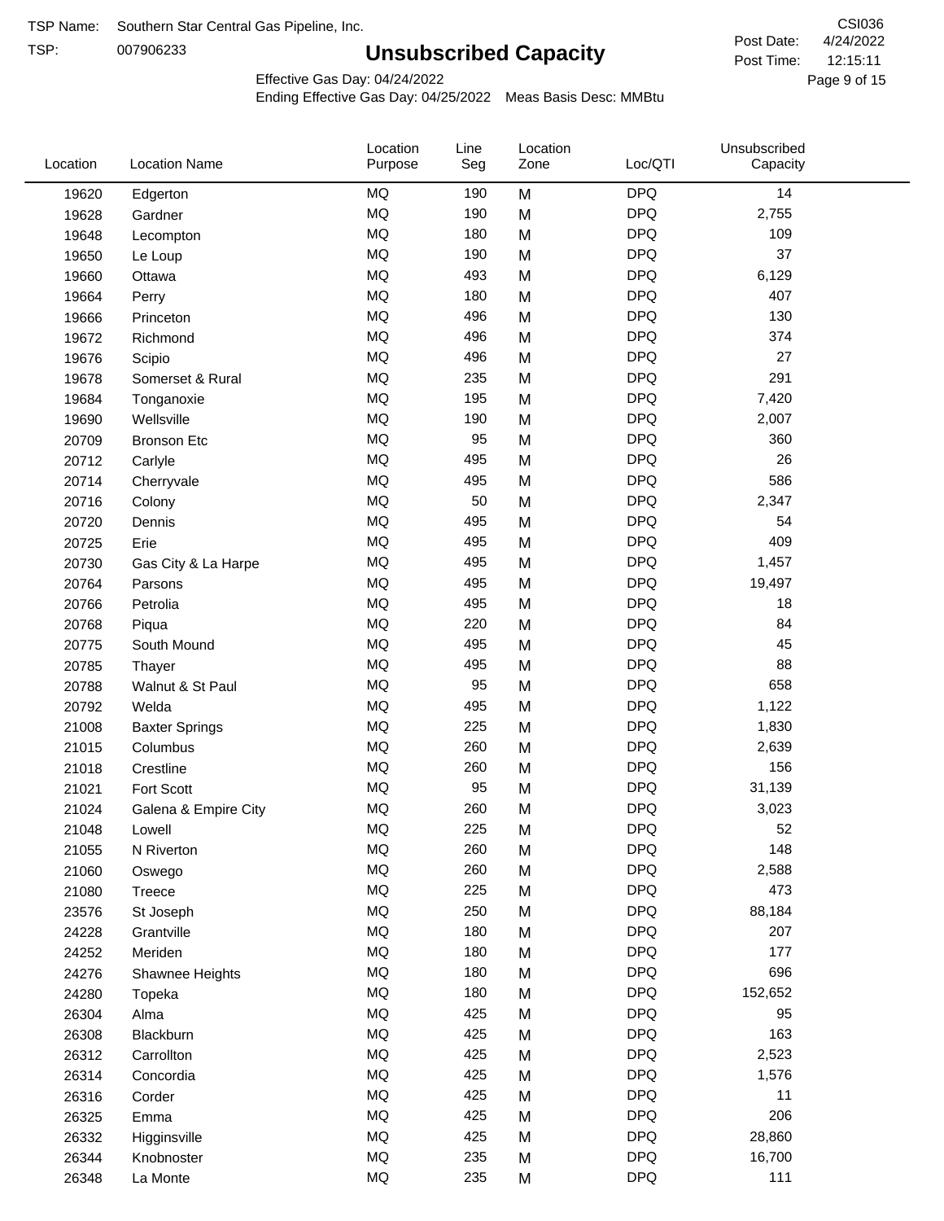TSP Name: Southern Star Central Gas Pipeline, Inc.

TSP: 007906233

CSI036

# Unsubscribed Capacity

Post Date: 4/24/2022

Post Time: 12:15:11

Effective Gas Day: 04/24/2022

Ending Effective Gas Day: 04/25/2022 Meas Basis Desc: MMBtu

| Location | Location Name | Location Purpose | Line Seg | Location Zone | Loc/QTI | Unsubscribed Capacity |
|---|---|---|---|---|---|---|
| 19620 | Edgerton | MQ | 190 | M | DPQ | 14 |
| 19628 | Gardner | MQ | 190 | M | DPQ | 2,755 |
| 19648 | Lecompton | MQ | 180 | M | DPQ | 109 |
| 19650 | Le Loup | MQ | 190 | M | DPQ | 37 |
| 19660 | Ottawa | MQ | 493 | M | DPQ | 6,129 |
| 19664 | Perry | MQ | 180 | M | DPQ | 407 |
| 19666 | Princeton | MQ | 496 | M | DPQ | 130 |
| 19672 | Richmond | MQ | 496 | M | DPQ | 374 |
| 19676 | Scipio | MQ | 496 | M | DPQ | 27 |
| 19678 | Somerset & Rural | MQ | 235 | M | DPQ | 291 |
| 19684 | Tonganoxie | MQ | 195 | M | DPQ | 7,420 |
| 19690 | Wellsville | MQ | 190 | M | DPQ | 2,007 |
| 20709 | Bronson Etc | MQ | 95 | M | DPQ | 360 |
| 20712 | Carlyle | MQ | 495 | M | DPQ | 26 |
| 20714 | Cherryvale | MQ | 495 | M | DPQ | 586 |
| 20716 | Colony | MQ | 50 | M | DPQ | 2,347 |
| 20720 | Dennis | MQ | 495 | M | DPQ | 54 |
| 20725 | Erie | MQ | 495 | M | DPQ | 409 |
| 20730 | Gas City & La Harpe | MQ | 495 | M | DPQ | 1,457 |
| 20764 | Parsons | MQ | 495 | M | DPQ | 19,497 |
| 20766 | Petrolia | MQ | 495 | M | DPQ | 18 |
| 20768 | Piqua | MQ | 220 | M | DPQ | 84 |
| 20775 | South Mound | MQ | 495 | M | DPQ | 45 |
| 20785 | Thayer | MQ | 495 | M | DPQ | 88 |
| 20788 | Walnut & St Paul | MQ | 95 | M | DPQ | 658 |
| 20792 | Welda | MQ | 495 | M | DPQ | 1,122 |
| 21008 | Baxter Springs | MQ | 225 | M | DPQ | 1,830 |
| 21015 | Columbus | MQ | 260 | M | DPQ | 2,639 |
| 21018 | Crestline | MQ | 260 | M | DPQ | 156 |
| 21021 | Fort Scott | MQ | 95 | M | DPQ | 31,139 |
| 21024 | Galena & Empire City | MQ | 260 | M | DPQ | 3,023 |
| 21048 | Lowell | MQ | 225 | M | DPQ | 52 |
| 21055 | N Riverton | MQ | 260 | M | DPQ | 148 |
| 21060 | Oswego | MQ | 260 | M | DPQ | 2,588 |
| 21080 | Treece | MQ | 225 | M | DPQ | 473 |
| 23576 | St Joseph | MQ | 250 | M | DPQ | 88,184 |
| 24228 | Grantville | MQ | 180 | M | DPQ | 207 |
| 24252 | Meriden | MQ | 180 | M | DPQ | 177 |
| 24276 | Shawnee Heights | MQ | 180 | M | DPQ | 696 |
| 24280 | Topeka | MQ | 180 | M | DPQ | 152,652 |
| 26304 | Alma | MQ | 425 | M | DPQ | 95 |
| 26308 | Blackburn | MQ | 425 | M | DPQ | 163 |
| 26312 | Carrollton | MQ | 425 | M | DPQ | 2,523 |
| 26314 | Concordia | MQ | 425 | M | DPQ | 1,576 |
| 26316 | Corder | MQ | 425 | M | DPQ | 11 |
| 26325 | Emma | MQ | 425 | M | DPQ | 206 |
| 26332 | Higginsville | MQ | 425 | M | DPQ | 28,860 |
| 26344 | Knobnoster | MQ | 235 | M | DPQ | 16,700 |
| 26348 | La Monte | MQ | 235 | M | DPQ | 111 |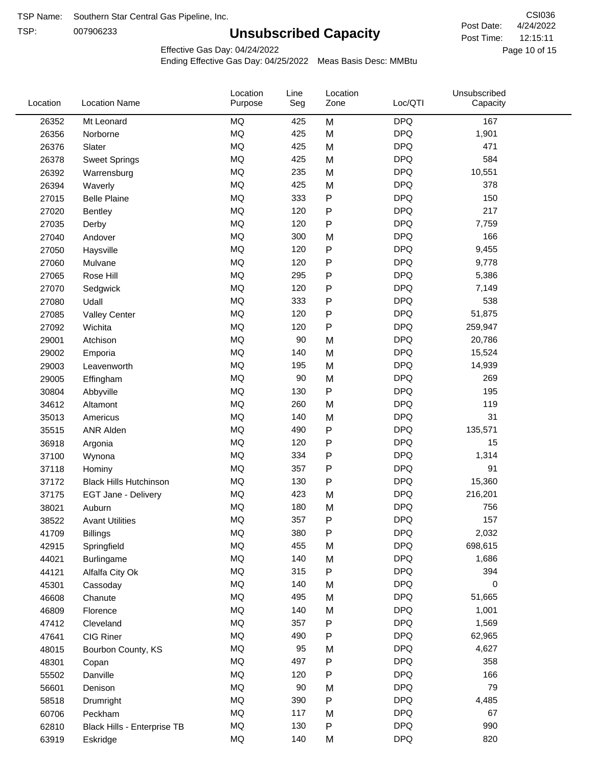TSP Name: Southern Star Central Gas Pipeline, Inc.

TSP: 007906233

# Unsubscribed Capacity

CSI036

Post Date: 4/24/2022

Post Time: 12:15:11

Effective Gas Day: 04/24/2022

Ending Effective Gas Day: 04/25/2022 Meas Basis Desc: MMBtu

| Location | Location Name | Location Purpose | Line Seg | Location Zone | Loc/QTI | Unsubscribed Capacity |
|---|---|---|---|---|---|---|
| 26352 | Mt Leonard | MQ | 425 | M | DPQ | 167 |
| 26356 | Norborne | MQ | 425 | M | DPQ | 1,901 |
| 26376 | Slater | MQ | 425 | M | DPQ | 471 |
| 26378 | Sweet Springs | MQ | 425 | M | DPQ | 584 |
| 26392 | Warrensburg | MQ | 235 | M | DPQ | 10,551 |
| 26394 | Waverly | MQ | 425 | M | DPQ | 378 |
| 27015 | Belle Plaine | MQ | 333 | P | DPQ | 150 |
| 27020 | Bentley | MQ | 120 | P | DPQ | 217 |
| 27035 | Derby | MQ | 120 | P | DPQ | 7,759 |
| 27040 | Andover | MQ | 300 | M | DPQ | 166 |
| 27050 | Haysville | MQ | 120 | P | DPQ | 9,455 |
| 27060 | Mulvane | MQ | 120 | P | DPQ | 9,778 |
| 27065 | Rose Hill | MQ | 295 | P | DPQ | 5,386 |
| 27070 | Sedgwick | MQ | 120 | P | DPQ | 7,149 |
| 27080 | Udall | MQ | 333 | P | DPQ | 538 |
| 27085 | Valley Center | MQ | 120 | P | DPQ | 51,875 |
| 27092 | Wichita | MQ | 120 | P | DPQ | 259,947 |
| 29001 | Atchison | MQ | 90 | M | DPQ | 20,786 |
| 29002 | Emporia | MQ | 140 | M | DPQ | 15,524 |
| 29003 | Leavenworth | MQ | 195 | M | DPQ | 14,939 |
| 29005 | Effingham | MQ | 90 | M | DPQ | 269 |
| 30804 | Abbyville | MQ | 130 | P | DPQ | 195 |
| 34612 | Altamont | MQ | 260 | M | DPQ | 119 |
| 35013 | Americus | MQ | 140 | M | DPQ | 31 |
| 35515 | ANR Alden | MQ | 490 | P | DPQ | 135,571 |
| 36918 | Argonia | MQ | 120 | P | DPQ | 15 |
| 37100 | Wynona | MQ | 334 | P | DPQ | 1,314 |
| 37118 | Hominy | MQ | 357 | P | DPQ | 91 |
| 37172 | Black Hills Hutchinson | MQ | 130 | P | DPQ | 15,360 |
| 37175 | EGT Jane - Delivery | MQ | 423 | M | DPQ | 216,201 |
| 38021 | Auburn | MQ | 180 | M | DPQ | 756 |
| 38522 | Avant Utilities | MQ | 357 | P | DPQ | 157 |
| 41709 | Billings | MQ | 380 | P | DPQ | 2,032 |
| 42915 | Springfield | MQ | 455 | M | DPQ | 698,615 |
| 44021 | Burlingame | MQ | 140 | M | DPQ | 1,686 |
| 44121 | Alfalfa City Ok | MQ | 315 | P | DPQ | 394 |
| 45301 | Cassoday | MQ | 140 | M | DPQ | 0 |
| 46608 | Chanute | MQ | 495 | M | DPQ | 51,665 |
| 46809 | Florence | MQ | 140 | M | DPQ | 1,001 |
| 47412 | Cleveland | MQ | 357 | P | DPQ | 1,569 |
| 47641 | CIG Riner | MQ | 490 | P | DPQ | 62,965 |
| 48015 | Bourbon County, KS | MQ | 95 | M | DPQ | 4,627 |
| 48301 | Copan | MQ | 497 | P | DPQ | 358 |
| 55502 | Danville | MQ | 120 | P | DPQ | 166 |
| 56601 | Denison | MQ | 90 | M | DPQ | 79 |
| 58518 | Drumright | MQ | 390 | P | DPQ | 4,485 |
| 60706 | Peckham | MQ | 117 | M | DPQ | 67 |
| 62810 | Black Hills - Enterprise TB | MQ | 130 | P | DPQ | 990 |
| 63919 | Eskridge | MQ | 140 | M | DPQ | 820 |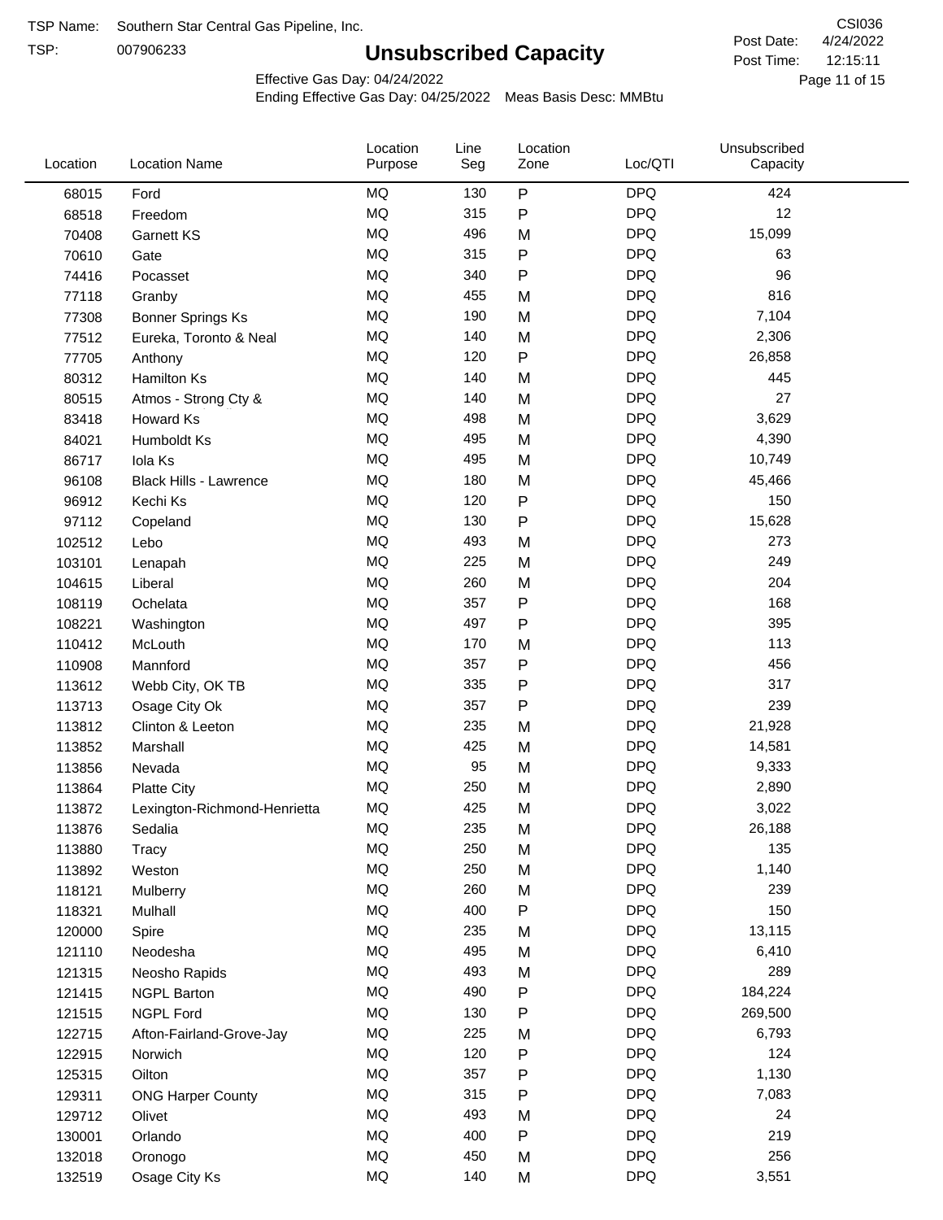TSP Name: Southern Star Central Gas Pipeline, Inc.

TSP: 007906233

# Unsubscribed Capacity

CSI036

Post Date: 4/24/2022

Post Time: 12:15:11

Effective Gas Day: 04/24/2022

Ending Effective Gas Day: 04/25/2022 Meas Basis Desc: MMBtu

| Location | Location Name | Location Purpose | Line Seg | Location Zone | Loc/QTI | Unsubscribed Capacity |
|---|---|---|---|---|---|---|
| 68015 | Ford | MQ | 130 | P | DPQ | 424 |
| 68518 | Freedom | MQ | 315 | P | DPQ | 12 |
| 70408 | Garnett KS | MQ | 496 | M | DPQ | 15,099 |
| 70610 | Gate | MQ | 315 | P | DPQ | 63 |
| 74416 | Pocasset | MQ | 340 | P | DPQ | 96 |
| 77118 | Granby | MQ | 455 | M | DPQ | 816 |
| 77308 | Bonner Springs Ks | MQ | 190 | M | DPQ | 7,104 |
| 77512 | Eureka, Toronto & Neal | MQ | 140 | M | DPQ | 2,306 |
| 77705 | Anthony | MQ | 120 | P | DPQ | 26,858 |
| 80312 | Hamilton Ks | MQ | 140 | M | DPQ | 445 |
| 80515 | Atmos - Strong Cty & | MQ | 140 | M | DPQ | 27 |
| 83418 | Howard Ks | MQ | 498 | M | DPQ | 3,629 |
| 84021 | Humboldt Ks | MQ | 495 | M | DPQ | 4,390 |
| 86717 | Iola Ks | MQ | 495 | M | DPQ | 10,749 |
| 96108 | Black Hills - Lawrence | MQ | 180 | M | DPQ | 45,466 |
| 96912 | Kechi Ks | MQ | 120 | P | DPQ | 150 |
| 97112 | Copeland | MQ | 130 | P | DPQ | 15,628 |
| 102512 | Lebo | MQ | 493 | M | DPQ | 273 |
| 103101 | Lenapah | MQ | 225 | M | DPQ | 249 |
| 104615 | Liberal | MQ | 260 | M | DPQ | 204 |
| 108119 | Ochelata | MQ | 357 | P | DPQ | 168 |
| 108221 | Washington | MQ | 497 | P | DPQ | 395 |
| 110412 | McLouth | MQ | 170 | M | DPQ | 113 |
| 110908 | Mannford | MQ | 357 | P | DPQ | 456 |
| 113612 | Webb City, OK TB | MQ | 335 | P | DPQ | 317 |
| 113713 | Osage City Ok | MQ | 357 | P | DPQ | 239 |
| 113812 | Clinton & Leeton | MQ | 235 | M | DPQ | 21,928 |
| 113852 | Marshall | MQ | 425 | M | DPQ | 14,581 |
| 113856 | Nevada | MQ | 95 | M | DPQ | 9,333 |
| 113864 | Platte City | MQ | 250 | M | DPQ | 2,890 |
| 113872 | Lexington-Richmond-Henrietta | MQ | 425 | M | DPQ | 3,022 |
| 113876 | Sedalia | MQ | 235 | M | DPQ | 26,188 |
| 113880 | Tracy | MQ | 250 | M | DPQ | 135 |
| 113892 | Weston | MQ | 250 | M | DPQ | 1,140 |
| 118121 | Mulberry | MQ | 260 | M | DPQ | 239 |
| 118321 | Mulhall | MQ | 400 | P | DPQ | 150 |
| 120000 | Spire | MQ | 235 | M | DPQ | 13,115 |
| 121110 | Neodesha | MQ | 495 | M | DPQ | 6,410 |
| 121315 | Neosho Rapids | MQ | 493 | M | DPQ | 289 |
| 121415 | NGPL Barton | MQ | 490 | P | DPQ | 184,224 |
| 121515 | NGPL Ford | MQ | 130 | P | DPQ | 269,500 |
| 122715 | Afton-Fairland-Grove-Jay | MQ | 225 | M | DPQ | 6,793 |
| 122915 | Norwich | MQ | 120 | P | DPQ | 124 |
| 125315 | Oilton | MQ | 357 | P | DPQ | 1,130 |
| 129311 | ONG Harper County | MQ | 315 | P | DPQ | 7,083 |
| 129712 | Olivet | MQ | 493 | M | DPQ | 24 |
| 130001 | Orlando | MQ | 400 | P | DPQ | 219 |
| 132018 | Oronogo | MQ | 450 | M | DPQ | 256 |
| 132519 | Osage City Ks | MQ | 140 | M | DPQ | 3,551 |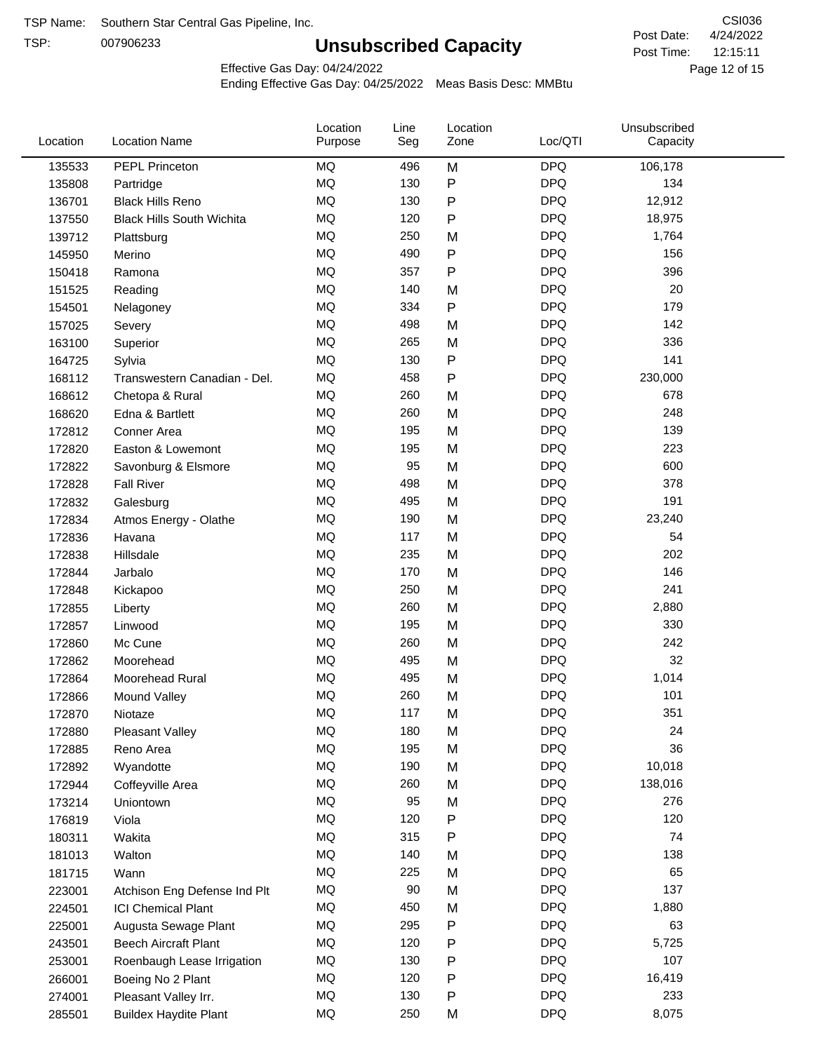TSP Name: Southern Star Central Gas Pipeline, Inc.
TSP: 007906233

# Unsubscribed Capacity

CSI036
Post Date: 4/24/2022
Post Time: 12:15:11

Effective Gas Day: 04/24/2022
Ending Effective Gas Day: 04/25/2022 Meas Basis Desc: MMBtu

| Location | Location Name | Location Purpose | Line Seg | Location Zone | Loc/QTI | Unsubscribed Capacity |
|---|---|---|---|---|---|---|
| 135533 | PEPL Princeton | MQ | 496 | M | DPQ | 106,178 |
| 135808 | Partridge | MQ | 130 | P | DPQ | 134 |
| 136701 | Black Hills Reno | MQ | 130 | P | DPQ | 12,912 |
| 137550 | Black Hills South Wichita | MQ | 120 | P | DPQ | 18,975 |
| 139712 | Plattsburg | MQ | 250 | M | DPQ | 1,764 |
| 145950 | Merino | MQ | 490 | P | DPQ | 156 |
| 150418 | Ramona | MQ | 357 | P | DPQ | 396 |
| 151525 | Reading | MQ | 140 | M | DPQ | 20 |
| 154501 | Nelagoney | MQ | 334 | P | DPQ | 179 |
| 157025 | Severy | MQ | 498 | M | DPQ | 142 |
| 163100 | Superior | MQ | 265 | M | DPQ | 336 |
| 164725 | Sylvia | MQ | 130 | P | DPQ | 141 |
| 168112 | Transwestern Canadian - Del. | MQ | 458 | P | DPQ | 230,000 |
| 168612 | Chetopa & Rural | MQ | 260 | M | DPQ | 678 |
| 168620 | Edna & Bartlett | MQ | 260 | M | DPQ | 248 |
| 172812 | Conner Area | MQ | 195 | M | DPQ | 139 |
| 172820 | Easton & Lowemont | MQ | 195 | M | DPQ | 223 |
| 172822 | Savonburg & Elsmore | MQ | 95 | M | DPQ | 600 |
| 172828 | Fall River | MQ | 498 | M | DPQ | 378 |
| 172832 | Galesburg | MQ | 495 | M | DPQ | 191 |
| 172834 | Atmos Energy - Olathe | MQ | 190 | M | DPQ | 23,240 |
| 172836 | Havana | MQ | 117 | M | DPQ | 54 |
| 172838 | Hillsdale | MQ | 235 | M | DPQ | 202 |
| 172844 | Jarbalo | MQ | 170 | M | DPQ | 146 |
| 172848 | Kickapoo | MQ | 250 | M | DPQ | 241 |
| 172855 | Liberty | MQ | 260 | M | DPQ | 2,880 |
| 172857 | Linwood | MQ | 195 | M | DPQ | 330 |
| 172860 | Mc Cune | MQ | 260 | M | DPQ | 242 |
| 172862 | Moorehead | MQ | 495 | M | DPQ | 32 |
| 172864 | Moorehead Rural | MQ | 495 | M | DPQ | 1,014 |
| 172866 | Mound Valley | MQ | 260 | M | DPQ | 101 |
| 172870 | Niotaze | MQ | 117 | M | DPQ | 351 |
| 172880 | Pleasant Valley | MQ | 180 | M | DPQ | 24 |
| 172885 | Reno Area | MQ | 195 | M | DPQ | 36 |
| 172892 | Wyandotte | MQ | 190 | M | DPQ | 10,018 |
| 172944 | Coffeyville Area | MQ | 260 | M | DPQ | 138,016 |
| 173214 | Uniontown | MQ | 95 | M | DPQ | 276 |
| 176819 | Viola | MQ | 120 | P | DPQ | 120 |
| 180311 | Wakita | MQ | 315 | P | DPQ | 74 |
| 181013 | Walton | MQ | 140 | M | DPQ | 138 |
| 181715 | Wann | MQ | 225 | M | DPQ | 65 |
| 223001 | Atchison Eng Defense Ind Plt | MQ | 90 | M | DPQ | 137 |
| 224501 | ICI Chemical Plant | MQ | 450 | M | DPQ | 1,880 |
| 225001 | Augusta Sewage Plant | MQ | 295 | P | DPQ | 63 |
| 243501 | Beech Aircraft Plant | MQ | 120 | P | DPQ | 5,725 |
| 253001 | Roenbaugh Lease Irrigation | MQ | 130 | P | DPQ | 107 |
| 266001 | Boeing No 2 Plant | MQ | 120 | P | DPQ | 16,419 |
| 274001 | Pleasant Valley Irr. | MQ | 130 | P | DPQ | 233 |
| 285501 | Buildex Haydite Plant | MQ | 250 | M | DPQ | 8,075 |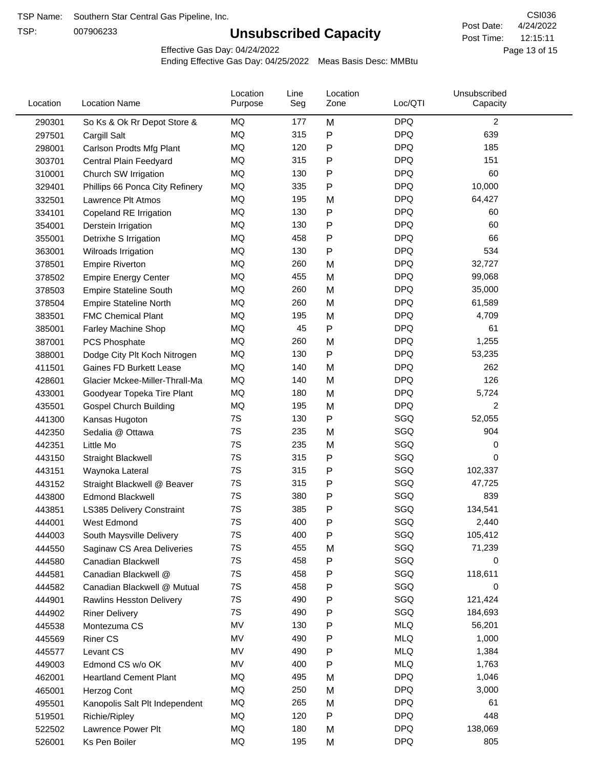TSP Name: Southern Star Central Gas Pipeline, Inc.

TSP: 007906233

# Unsubscribed Capacity

CSI036

Post Date: 4/24/2022

Post Time: 12:15:11

Effective Gas Day: 04/24/2022

Ending Effective Gas Day: 04/25/2022 Meas Basis Desc: MMBtu

| Location | Location Name | Location Purpose | Line Seg | Location Zone | Loc/QTI | Unsubscribed Capacity |
|---|---|---|---|---|---|---|
| 290301 | So Ks & Ok Rr Depot Store & | MQ | 177 | M | DPQ | 2 |
| 297501 | Cargill Salt | MQ | 315 | P | DPQ | 639 |
| 298001 | Carlson Prodts Mfg Plant | MQ | 120 | P | DPQ | 185 |
| 303701 | Central Plain Feedyard | MQ | 315 | P | DPQ | 151 |
| 310001 | Church SW Irrigation | MQ | 130 | P | DPQ | 60 |
| 329401 | Phillips 66 Ponca City Refinery | MQ | 335 | P | DPQ | 10,000 |
| 332501 | Lawrence Plt Atmos | MQ | 195 | M | DPQ | 64,427 |
| 334101 | Copeland RE Irrigation | MQ | 130 | P | DPQ | 60 |
| 354001 | Derstein Irrigation | MQ | 130 | P | DPQ | 60 |
| 355001 | Detrixhe S Irrigation | MQ | 458 | P | DPQ | 66 |
| 363001 | Wilroads Irrigation | MQ | 130 | P | DPQ | 534 |
| 378501 | Empire Riverton | MQ | 260 | M | DPQ | 32,727 |
| 378502 | Empire Energy Center | MQ | 455 | M | DPQ | 99,068 |
| 378503 | Empire Stateline South | MQ | 260 | M | DPQ | 35,000 |
| 378504 | Empire Stateline North | MQ | 260 | M | DPQ | 61,589 |
| 383501 | FMC Chemical Plant | MQ | 195 | M | DPQ | 4,709 |
| 385001 | Farley Machine Shop | MQ | 45 | P | DPQ | 61 |
| 387001 | PCS Phosphate | MQ | 260 | M | DPQ | 1,255 |
| 388001 | Dodge City Plt Koch Nitrogen | MQ | 130 | P | DPQ | 53,235 |
| 411501 | Gaines FD Burkett Lease | MQ | 140 | M | DPQ | 262 |
| 428601 | Glacier Mckee-Miller-Thrall-Ma | MQ | 140 | M | DPQ | 126 |
| 433001 | Goodyear Topeka Tire Plant | MQ | 180 | M | DPQ | 5,724 |
| 435501 | Gospel Church Building | MQ | 195 | M | DPQ | 2 |
| 441300 | Kansas Hugoton | 7S | 130 | P | SGQ | 52,055 |
| 442350 | Sedalia @ Ottawa | 7S | 235 | M | SGQ | 904 |
| 442351 | Little Mo | 7S | 235 | M | SGQ | 0 |
| 443150 | Straight Blackwell | 7S | 315 | P | SGQ | 0 |
| 443151 | Waynoka Lateral | 7S | 315 | P | SGQ | 102,337 |
| 443152 | Straight Blackwell @ Beaver | 7S | 315 | P | SGQ | 47,725 |
| 443800 | Edmond Blackwell | 7S | 380 | P | SGQ | 839 |
| 443851 | LS385 Delivery Constraint | 7S | 385 | P | SGQ | 134,541 |
| 444001 | West Edmond | 7S | 400 | P | SGQ | 2,440 |
| 444003 | South Maysville Delivery | 7S | 400 | P | SGQ | 105,412 |
| 444550 | Saginaw CS Area Deliveries | 7S | 455 | M | SGQ | 71,239 |
| 444580 | Canadian Blackwell | 7S | 458 | P | SGQ | 0 |
| 444581 | Canadian Blackwell @ | 7S | 458 | P | SGQ | 118,611 |
| 444582 | Canadian Blackwell @ Mutual | 7S | 458 | P | SGQ | 0 |
| 444901 | Rawlins Hesston Delivery | 7S | 490 | P | SGQ | 121,424 |
| 444902 | Riner Delivery | 7S | 490 | P | SGQ | 184,693 |
| 445538 | Montezuma CS | MV | 130 | P | MLQ | 56,201 |
| 445569 | Riner CS | MV | 490 | P | MLQ | 1,000 |
| 445577 | Levant CS | MV | 490 | P | MLQ | 1,384 |
| 449003 | Edmond CS w/o OK | MV | 400 | P | MLQ | 1,763 |
| 462001 | Heartland Cement Plant | MQ | 495 | M | DPQ | 1,046 |
| 465001 | Herzog Cont | MQ | 250 | M | DPQ | 3,000 |
| 495501 | Kanopolis Salt Plt Independent | MQ | 265 | M | DPQ | 61 |
| 519501 | Richie/Ripley | MQ | 120 | P | DPQ | 448 |
| 522502 | Lawrence Power Plt | MQ | 180 | M | DPQ | 138,069 |
| 526001 | Ks Pen Boiler | MQ | 195 | M | DPQ | 805 |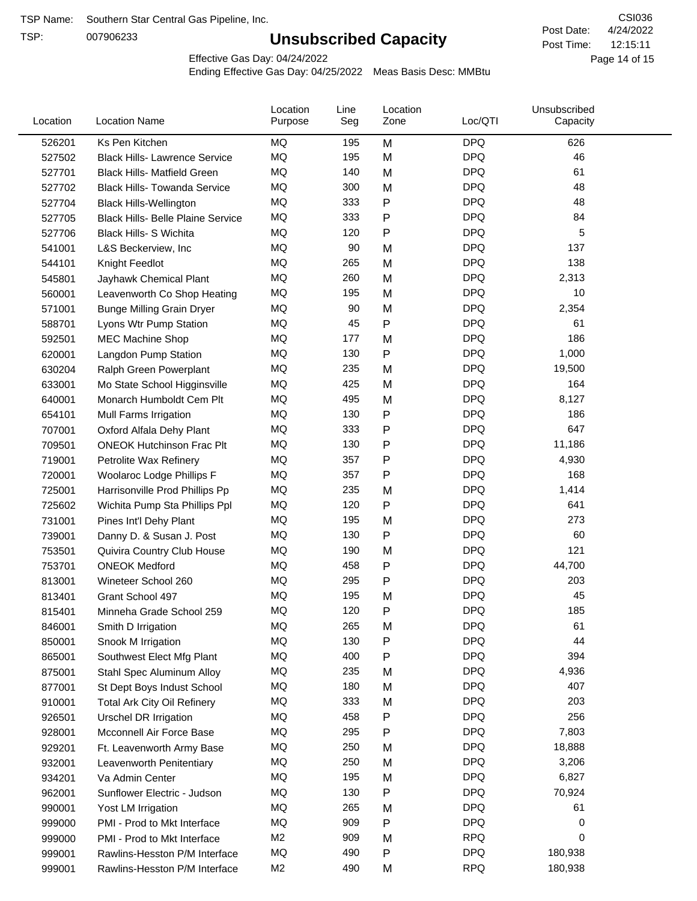TSP Name: Southern Star Central Gas Pipeline, Inc.

TSP: 007906233

# Unsubscribed Capacity

CSI036

Post Date: 4/24/2022

Post Time: 12:15:11

Effective Gas Day: 04/24/2022

Ending Effective Gas Day: 04/25/2022 Meas Basis Desc: MMBtu

| Location | Location Name | Location Purpose | Line Seg | Location Zone | Loc/QTI | Unsubscribed Capacity |
|---|---|---|---|---|---|---|
| 526201 | Ks Pen Kitchen | MQ | 195 | M | DPQ | 626 |
| 527502 | Black Hills- Lawrence Service | MQ | 195 | M | DPQ | 46 |
| 527701 | Black Hills- Matfield Green | MQ | 140 | M | DPQ | 61 |
| 527702 | Black Hills- Towanda Service | MQ | 300 | M | DPQ | 48 |
| 527704 | Black Hills-Wellington | MQ | 333 | P | DPQ | 48 |
| 527705 | Black Hills- Belle Plaine Service | MQ | 333 | P | DPQ | 84 |
| 527706 | Black Hills- S Wichita | MQ | 120 | P | DPQ | 5 |
| 541001 | L&S Beckerview, Inc | MQ | 90 | M | DPQ | 137 |
| 544101 | Knight Feedlot | MQ | 265 | M | DPQ | 138 |
| 545801 | Jayhawk Chemical Plant | MQ | 260 | M | DPQ | 2,313 |
| 560001 | Leavenworth Co Shop Heating | MQ | 195 | M | DPQ | 10 |
| 571001 | Bunge Milling Grain Dryer | MQ | 90 | M | DPQ | 2,354 |
| 588701 | Lyons Wtr Pump Station | MQ | 45 | P | DPQ | 61 |
| 592501 | MEC Machine Shop | MQ | 177 | M | DPQ | 186 |
| 620001 | Langdon Pump Station | MQ | 130 | P | DPQ | 1,000 |
| 630204 | Ralph Green Powerplant | MQ | 235 | M | DPQ | 19,500 |
| 633001 | Mo State School Higginsville | MQ | 425 | M | DPQ | 164 |
| 640001 | Monarch Humboldt Cem Plt | MQ | 495 | M | DPQ | 8,127 |
| 654101 | Mull Farms Irrigation | MQ | 130 | P | DPQ | 186 |
| 707001 | Oxford Alfala Dehy Plant | MQ | 333 | P | DPQ | 647 |
| 709501 | ONEOK Hutchinson Frac Plt | MQ | 130 | P | DPQ | 11,186 |
| 719001 | Petrolite Wax Refinery | MQ | 357 | P | DPQ | 4,930 |
| 720001 | Woolaroc Lodge Phillips F | MQ | 357 | P | DPQ | 168 |
| 725001 | Harrisonville Prod Phillips Pp | MQ | 235 | M | DPQ | 1,414 |
| 725602 | Wichita Pump Sta Phillips Ppl | MQ | 120 | P | DPQ | 641 |
| 731001 | Pines Int'l Dehy Plant | MQ | 195 | M | DPQ | 273 |
| 739001 | Danny D. & Susan J. Post | MQ | 130 | P | DPQ | 60 |
| 753501 | Quivira Country Club House | MQ | 190 | M | DPQ | 121 |
| 753701 | ONEOK Medford | MQ | 458 | P | DPQ | 44,700 |
| 813001 | Wineteer School 260 | MQ | 295 | P | DPQ | 203 |
| 813401 | Grant School 497 | MQ | 195 | M | DPQ | 45 |
| 815401 | Minneha Grade School 259 | MQ | 120 | P | DPQ | 185 |
| 846001 | Smith D Irrigation | MQ | 265 | M | DPQ | 61 |
| 850001 | Snook M Irrigation | MQ | 130 | P | DPQ | 44 |
| 865001 | Southwest Elect Mfg Plant | MQ | 400 | P | DPQ | 394 |
| 875001 | Stahl Spec Aluminum Alloy | MQ | 235 | M | DPQ | 4,936 |
| 877001 | St Dept Boys Indust School | MQ | 180 | M | DPQ | 407 |
| 910001 | Total Ark City Oil Refinery | MQ | 333 | M | DPQ | 203 |
| 926501 | Urschel DR Irrigation | MQ | 458 | P | DPQ | 256 |
| 928001 | Mcconnell Air Force Base | MQ | 295 | P | DPQ | 7,803 |
| 929201 | Ft. Leavenworth Army Base | MQ | 250 | M | DPQ | 18,888 |
| 932001 | Leavenworth Penitentiary | MQ | 250 | M | DPQ | 3,206 |
| 934201 | Va Admin Center | MQ | 195 | M | DPQ | 6,827 |
| 962001 | Sunflower Electric - Judson | MQ | 130 | P | DPQ | 70,924 |
| 990001 | Yost LM Irrigation | MQ | 265 | M | DPQ | 61 |
| 999000 | PMI - Prod to Mkt Interface | MQ | 909 | P | DPQ | 0 |
| 999000 | PMI - Prod to Mkt Interface | M2 | 909 | M | RPQ | 0 |
| 999001 | Rawlins-Hesston P/M Interface | MQ | 490 | P | DPQ | 180,938 |
| 999001 | Rawlins-Hesston P/M Interface | M2 | 490 | M | RPQ | 180,938 |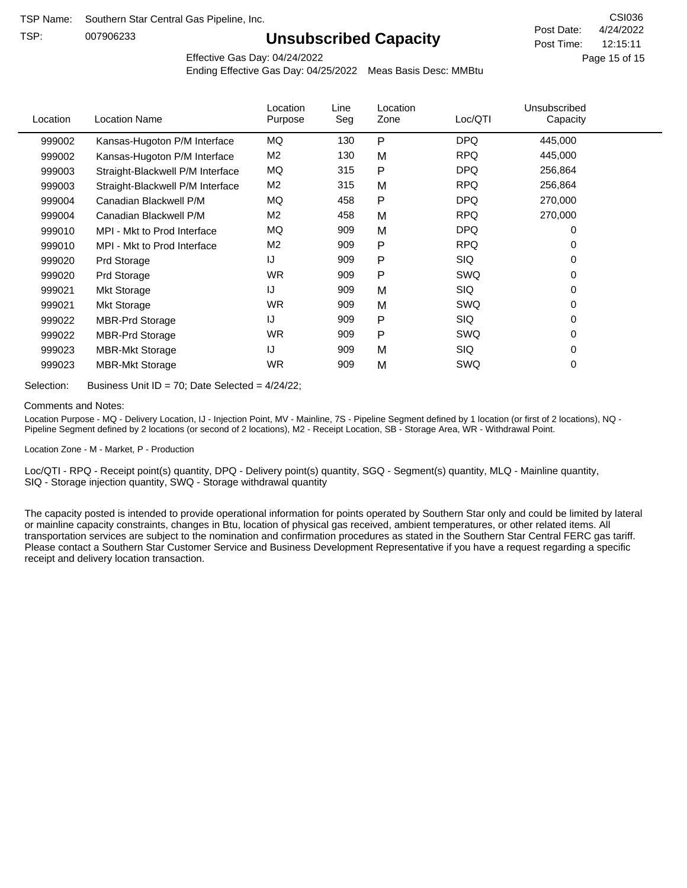TSP Name: Southern Star Central Gas Pipeline, Inc.

TSP: 007906233

# Unsubscribed Capacity

CSI036

Post Date: 4/24/2022

Post Time: 12:15:11

Effective Gas Day: 04/24/2022

Ending Effective Gas Day: 04/25/2022 Meas Basis Desc: MMBtu

| Location | Location Name | Location Purpose | Line Seg | Location Zone | Loc/QTI | Unsubscribed Capacity |
|---|---|---|---|---|---|---|
| 999002 | Kansas-Hugoton P/M Interface | MQ | 130 | P | DPQ | 445,000 |
| 999002 | Kansas-Hugoton P/M Interface | M2 | 130 | M | RPQ | 445,000 |
| 999003 | Straight-Blackwell P/M Interface | MQ | 315 | P | DPQ | 256,864 |
| 999003 | Straight-Blackwell P/M Interface | M2 | 315 | M | RPQ | 256,864 |
| 999004 | Canadian Blackwell P/M | MQ | 458 | P | DPQ | 270,000 |
| 999004 | Canadian Blackwell P/M | M2 | 458 | M | RPQ | 270,000 |
| 999010 | MPI - Mkt to Prod Interface | MQ | 909 | M | DPQ | 0 |
| 999010 | MPI - Mkt to Prod Interface | M2 | 909 | P | RPQ | 0 |
| 999020 | Prd Storage | IJ | 909 | P | SIQ | 0 |
| 999020 | Prd Storage | WR | 909 | P | SWQ | 0 |
| 999021 | Mkt Storage | IJ | 909 | M | SIQ | 0 |
| 999021 | Mkt Storage | WR | 909 | M | SWQ | 0 |
| 999022 | MBR-Prd Storage | IJ | 909 | P | SIQ | 0 |
| 999022 | MBR-Prd Storage | WR | 909 | P | SWQ | 0 |
| 999023 | MBR-Mkt Storage | IJ | 909 | M | SIQ | 0 |
| 999023 | MBR-Mkt Storage | WR | 909 | M | SWQ | 0 |

Selection: Business Unit ID = 70; Date Selected = 4/24/22;

Comments and Notes:

Location Purpose - MQ - Delivery Location, IJ - Injection Point, MV - Mainline, 7S - Pipeline Segment defined by 1 location (or first of 2 locations), NQ - Pipeline Segment defined by 2 locations (or second of 2 locations), M2 - Receipt Location, SB - Storage Area, WR - Withdrawal Point.

Location Zone - M - Market, P - Production

Loc/QTI - RPQ - Receipt point(s) quantity, DPQ - Delivery point(s) quantity, SGQ - Segment(s) quantity, MLQ - Mainline quantity, SIQ - Storage injection quantity, SWQ - Storage withdrawal quantity

The capacity posted is intended to provide operational information for points operated by Southern Star only and could be limited by lateral or mainline capacity constraints, changes in Btu, location of physical gas received, ambient temperatures, or other related items. All transportation services are subject to the nomination and confirmation procedures as stated in the Southern Star Central FERC gas tariff. Please contact a Southern Star Customer Service and Business Development Representative if you have a request regarding a specific receipt and delivery location transaction.